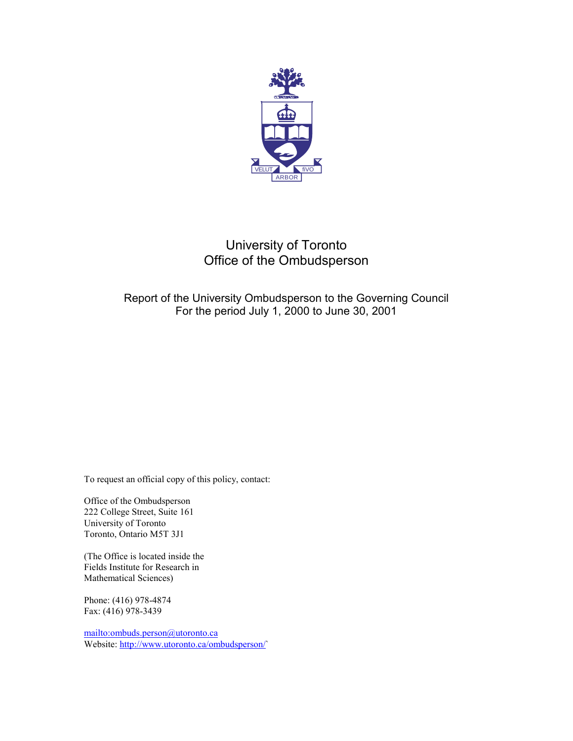VELUT fiVO
ARBOR

# University of Toronto
# Office of the Ombudsperson

## Report of the University Ombudsperson to the Governing Council
## For the period July 1, 2000 to June 30, 2001

To request an official copy of this policy, contact:

Office of the Ombudsperson
222 College Street, Suite 161
University of Toronto
Toronto, Ontario M5T 3J1

(The Office is located inside the
Fields Institute for Research in
Mathematical Sciences)

Phone: (416) 978-4874
Fax: (416) 978-3439

[mailto:ombuds.person@utoronto.ca](mailto:ombuds.person@utoronto.ca)
Website: [http://www.utoronto.ca/ombudsperson/](http://www.utoronto.ca/ombudsperson/)`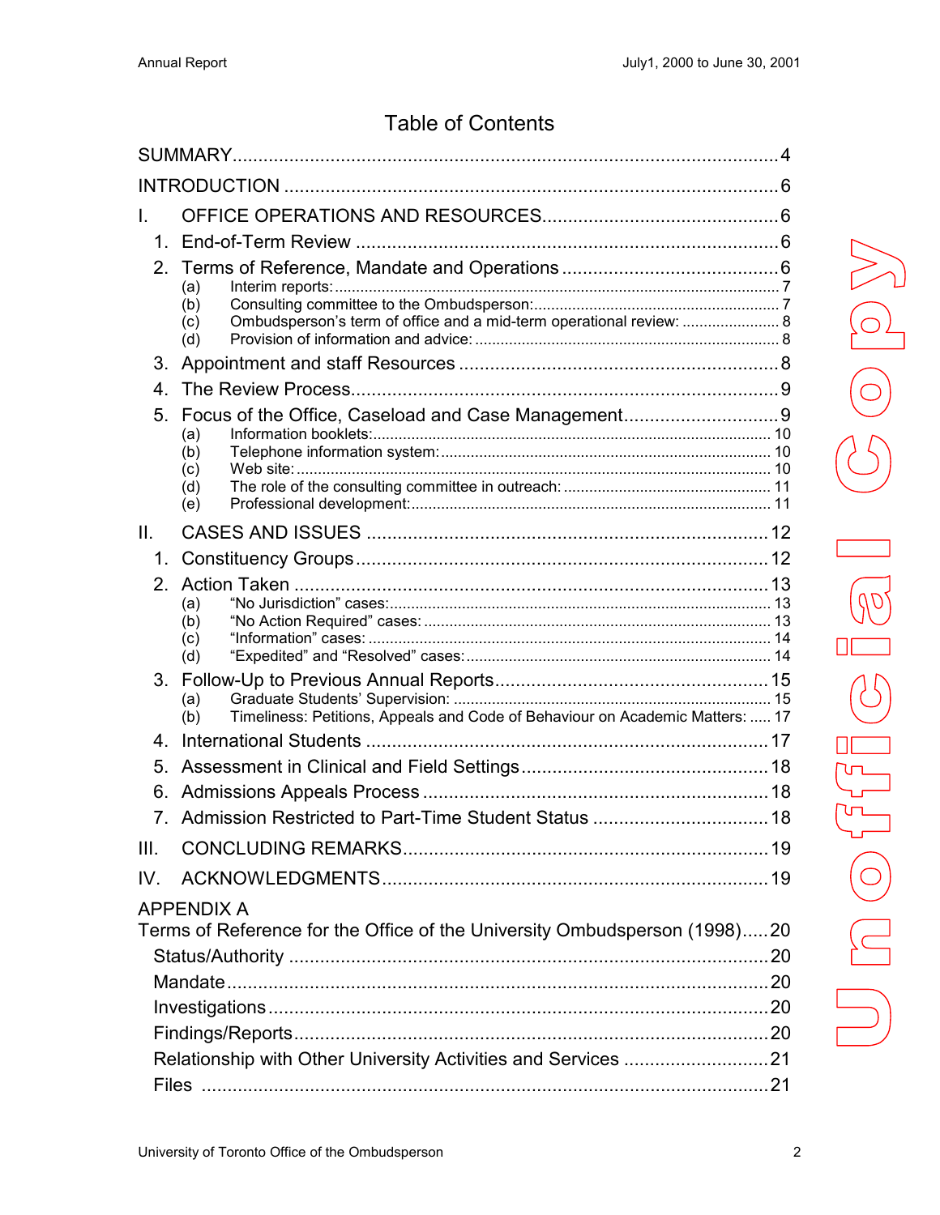# Table of Contents

SUMMARY.....4

INTRODUCTION.....6

I. OFFICE OPERATIONS AND RESOURCES.....6

1. End-of-Term Review.....6
2. Terms of Reference, Mandate and Operations.....6
   - (a) Interim reports:.....7
   - (b) Consulting committee to the Ombudsperson:.....7
   - (c) Ombudsperson's term of office and a mid-term operational review:.....8
   - (d) Provision of information and advice:.....8
3. Appointment and staff Resources.....8
4. The Review Process.....9
5. Focus of the Office, Caseload and Case Management.....9
   - (a) Information booklets:.....10
   - (b) Telephone information system:.....10
   - (c) Web site:.....10
   - (d) The role of the consulting committee in outreach:.....11
   - (e) Professional development:.....11

II. CASES AND ISSUES.....12

1. Constituency Groups.....12
2. Action Taken.....13
   - (a) "No Jurisdiction" cases:.....13
   - (b) "No Action Required" cases:.....13
   - (c) "Information" cases:.....14
   - (d) "Expedited" and "Resolved" cases:.....14
3. Follow-Up to Previous Annual Reports.....15
   - (a) Graduate Students' Supervision:.....15
   - (b) Timeliness: Petitions, Appeals and Code of Behaviour on Academic Matters:.....17
4. International Students.....17
5. Assessment in Clinical and Field Settings.....18
6. Admissions Appeals Process.....18
7. Admission Restricted to Part-Time Student Status.....18

III. CONCLUDING REMARKS.....19

IV. ACKNOWLEDGMENTS.....19

APPENDIX A
Terms of Reference for the Office of the University Ombudsperson (1998).....20

- Status/Authority.....20
- Mandate.....20
- Investigations.....20
- Findings/Reports.....20
- Relationship with Other University Activities and Services.....21
- Files.....21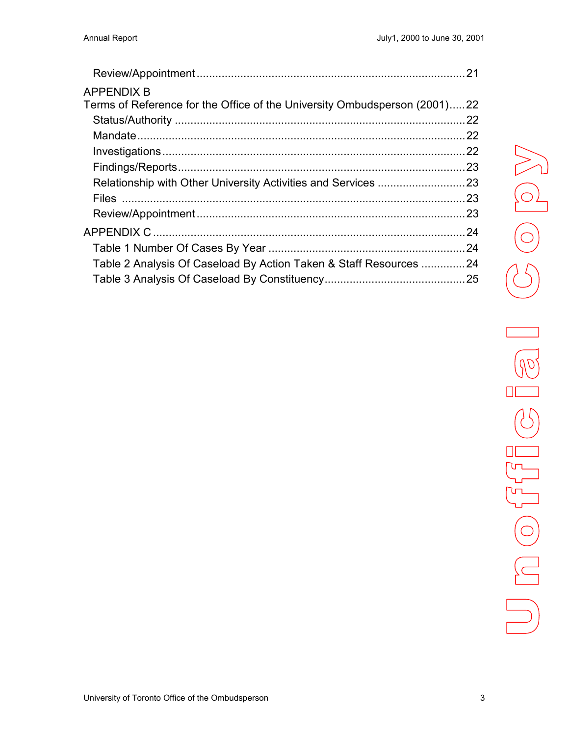Review/Appointment ..................................................................................... 21

APPENDIX B
Terms of Reference for the Office of the University Ombudsperson (2001)..... 22

- Status/Authority ........................................................................................... 22
- Mandate ....................................................................................................... 22
- Investigations ............................................................................................... 22
- Findings/Reports .......................................................................................... 23
- Relationship with Other University Activities and Services ............................ 23
- Files ............................................................................................................ 23
- Review/Appointment .................................................................................... 23

APPENDIX C ................................................................................................... 24

- Table 1 Number Of Cases By Year ............................................................... 24
- Table 2 Analysis Of Caseload By Action Taken & Staff Resources .............. 24
- Table 3 Analysis Of Caseload By Constituency............................................. 25

Unofficial Copy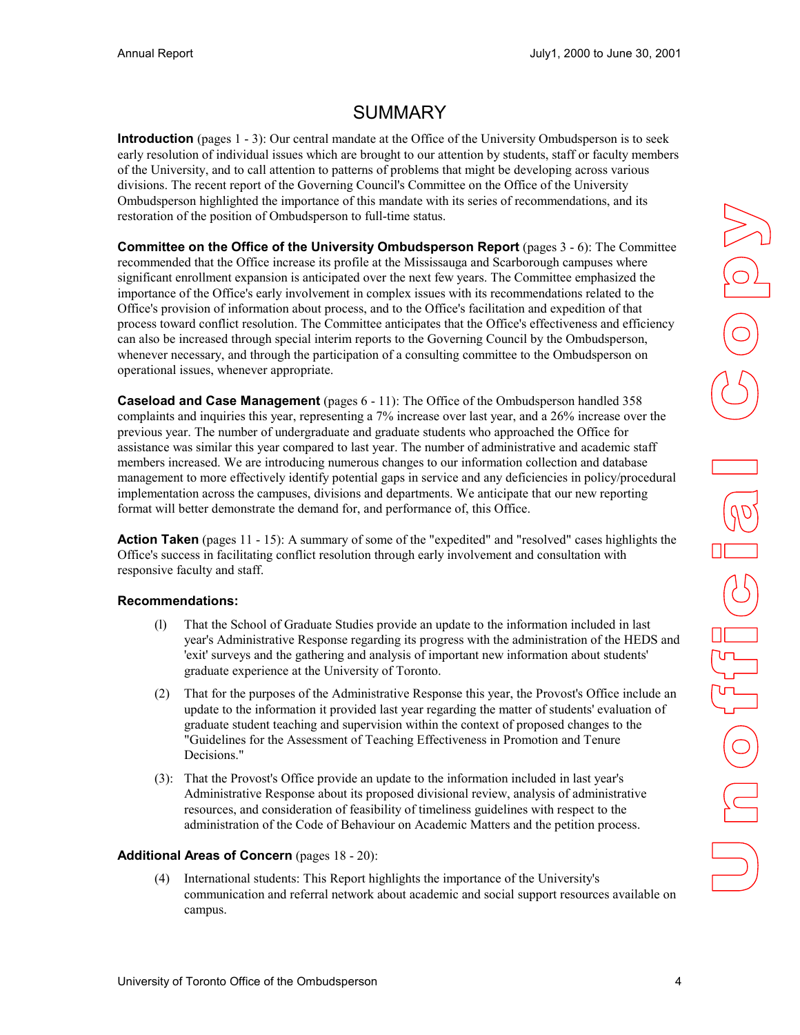# SUMMARY

**Introduction** (pages 1 - 3): Our central mandate at the Office of the University Ombudsperson is to seek early resolution of individual issues which are brought to our attention by students, staff or faculty members of the University, and to call attention to patterns of problems that might be developing across various divisions. The recent report of the Governing Council's Committee on the Office of the University Ombudsperson highlighted the importance of this mandate with its series of recommendations, and its restoration of the position of Ombudsperson to full-time status.

**Committee on the Office of the University Ombudsperson Report** (pages 3 - 6): The Committee recommended that the Office increase its profile at the Mississauga and Scarborough campuses where significant enrollment expansion is anticipated over the next few years. The Committee emphasized the importance of the Office's early involvement in complex issues with its recommendations related to the Office's provision of information about process, and to the Office's facilitation and expedition of that process toward conflict resolution. The Committee anticipates that the Office's effectiveness and efficiency can also be increased through special interim reports to the Governing Council by the Ombudsperson, whenever necessary, and through the participation of a consulting committee to the Ombudsperson on operational issues, whenever appropriate.

**Caseload and Case Management** (pages 6 - 11): The Office of the Ombudsperson handled 358 complaints and inquiries this year, representing a 7% increase over last year, and a 26% increase over the previous year. The number of undergraduate and graduate students who approached the Office for assistance was similar this year compared to last year. The number of administrative and academic staff members increased. We are introducing numerous changes to our information collection and database management to more effectively identify potential gaps in service and any deficiencies in policy/procedural implementation across the campuses, divisions and departments. We anticipate that our new reporting format will better demonstrate the demand for, and performance of, this Office.

**Action Taken** (pages 11 - 15): A summary of some of the "expedited" and "resolved" cases highlights the Office's success in facilitating conflict resolution through early involvement and consultation with responsive faculty and staff.

**Recommendations:**

(1) That the School of Graduate Studies provide an update to the information included in last year's Administrative Response regarding its progress with the administration of the HEDS and 'exit' surveys and the gathering and analysis of important new information about students' graduate experience at the University of Toronto.

(2) That for the purposes of the Administrative Response this year, the Provost's Office include an update to the information it provided last year regarding the matter of students' evaluation of graduate student teaching and supervision within the context of proposed changes to the "Guidelines for the Assessment of Teaching Effectiveness in Promotion and Tenure Decisions."

(3): That the Provost's Office provide an update to the information included in last year's Administrative Response about its proposed divisional review, analysis of administrative resources, and consideration of feasibility of timeliness guidelines with respect to the administration of the Code of Behaviour on Academic Matters and the petition process.

**Additional Areas of Concern** (pages 18 - 20):

(4) International students: This Report highlights the importance of the University's communication and referral network about academic and social support resources available on campus.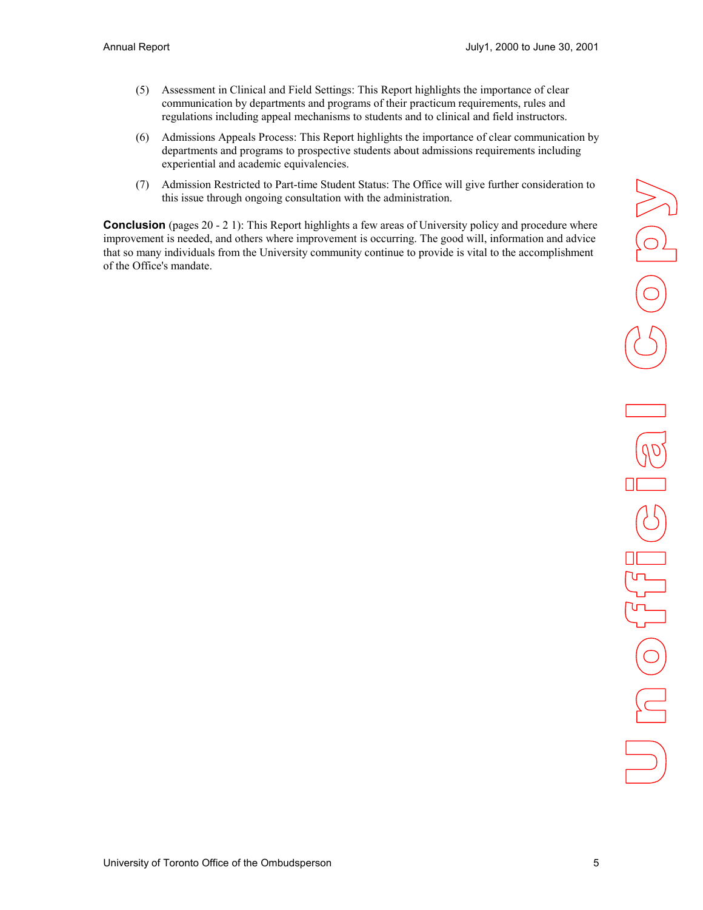(5) Assessment in Clinical and Field Settings: This Report highlights the importance of clear communication by departments and programs of their practicum requirements, rules and regulations including appeal mechanisms to students and to clinical and field instructors.

(6) Admissions Appeals Process: This Report highlights the importance of clear communication by departments and programs to prospective students about admissions requirements including experiential and academic equivalencies.

(7) Admission Restricted to Part-time Student Status: The Office will give further consideration to this issue through ongoing consultation with the administration.

**Conclusion** (pages 20 - 2 1): This Report highlights a few areas of University policy and procedure where improvement is needed, and others where improvement is occurring. The good will, information and advice that so many individuals from the University community continue to provide is vital to the accomplishment of the Office's mandate.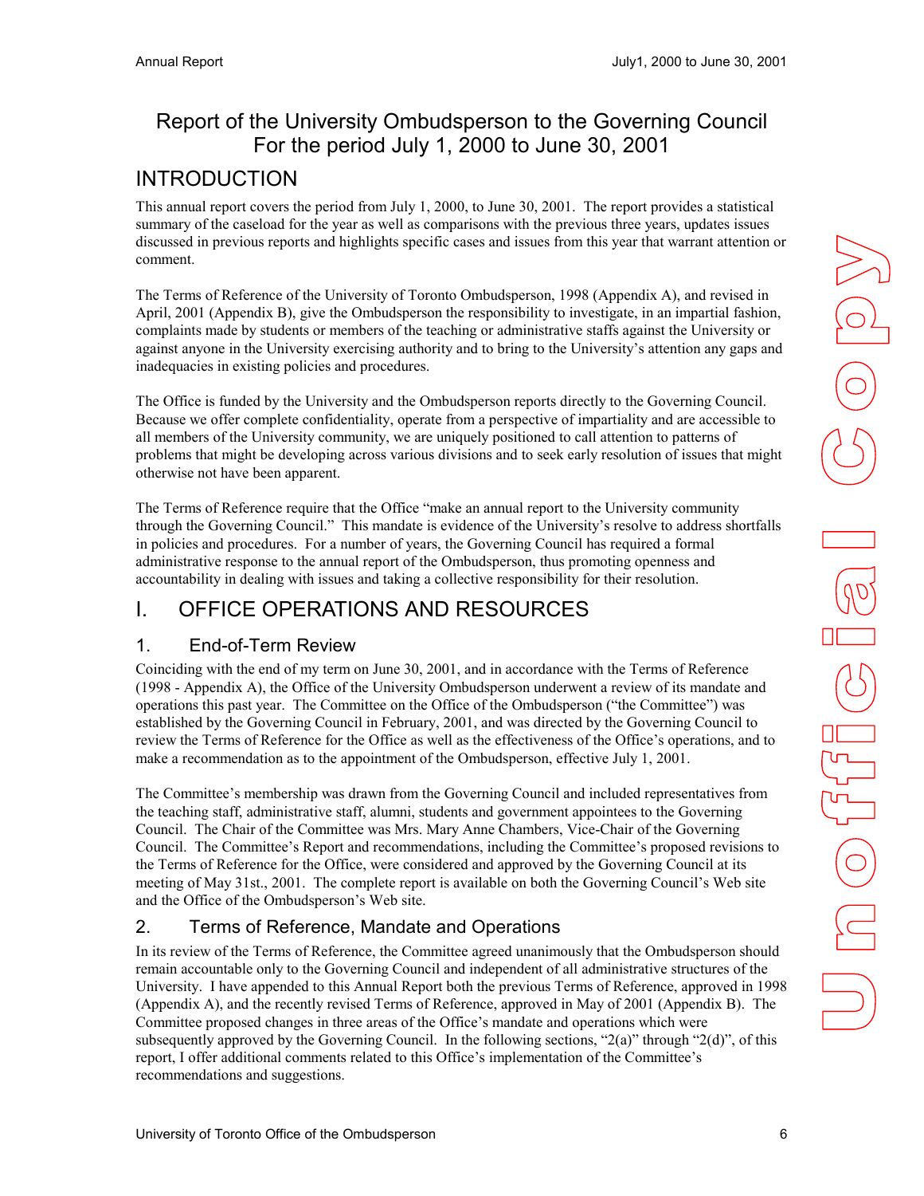# Report of the University Ombudsperson to the Governing Council For the period July 1, 2000 to June 30, 2001

## INTRODUCTION

This annual report covers the period from July 1, 2000, to June 30, 2001. The report provides a statistical summary of the caseload for the year as well as comparisons with the previous three years, updates issues discussed in previous reports and highlights specific cases and issues from this year that warrant attention or comment.

The Terms of Reference of the University of Toronto Ombudsperson, 1998 (Appendix A), and revised in April, 2001 (Appendix B), give the Ombudsperson the responsibility to investigate, in an impartial fashion, complaints made by students or members of the teaching or administrative staffs against the University or against anyone in the University exercising authority and to bring to the University's attention any gaps and inadequacies in existing policies and procedures.

The Office is funded by the University and the Ombudsperson reports directly to the Governing Council. Because we offer complete confidentiality, operate from a perspective of impartiality and are accessible to all members of the University community, we are uniquely positioned to call attention to patterns of problems that might be developing across various divisions and to seek early resolution of issues that might otherwise not have been apparent.

The Terms of Reference require that the Office "make an annual report to the University community through the Governing Council." This mandate is evidence of the University's resolve to address shortfalls in policies and procedures. For a number of years, the Governing Council has required a formal administrative response to the annual report of the Ombudsperson, thus promoting openness and accountability in dealing with issues and taking a collective responsibility for their resolution.

## I. OFFICE OPERATIONS AND RESOURCES

### 1. End-of-Term Review

Coinciding with the end of my term on June 30, 2001, and in accordance with the Terms of Reference (1998 - Appendix A), the Office of the University Ombudsperson underwent a review of its mandate and operations this past year. The Committee on the Office of the Ombudsperson ("the Committee") was established by the Governing Council in February, 2001, and was directed by the Governing Council to review the Terms of Reference for the Office as well as the effectiveness of the Office's operations, and to make a recommendation as to the appointment of the Ombudsperson, effective July 1, 2001.

The Committee's membership was drawn from the Governing Council and included representatives from the teaching staff, administrative staff, alumni, students and government appointees to the Governing Council. The Chair of the Committee was Mrs. Mary Anne Chambers, Vice-Chair of the Governing Council. The Committee's Report and recommendations, including the Committee's proposed revisions to the Terms of Reference for the Office, were considered and approved by the Governing Council at its meeting of May 31st., 2001. The complete report is available on both the Governing Council's Web site and the Office of the Ombudsperson's Web site.

### 2. Terms of Reference, Mandate and Operations

In its review of the Terms of Reference, the Committee agreed unanimously that the Ombudsperson should remain accountable only to the Governing Council and independent of all administrative structures of the University. I have appended to this Annual Report both the previous Terms of Reference, approved in 1998 (Appendix A), and the recently revised Terms of Reference, approved in May of 2001 (Appendix B). The Committee proposed changes in three areas of the Office's mandate and operations which were subsequently approved by the Governing Council. In the following sections, "2(a)" through "2(d)", of this report, I offer additional comments related to this Office's implementation of the Committee's recommendations and suggestions.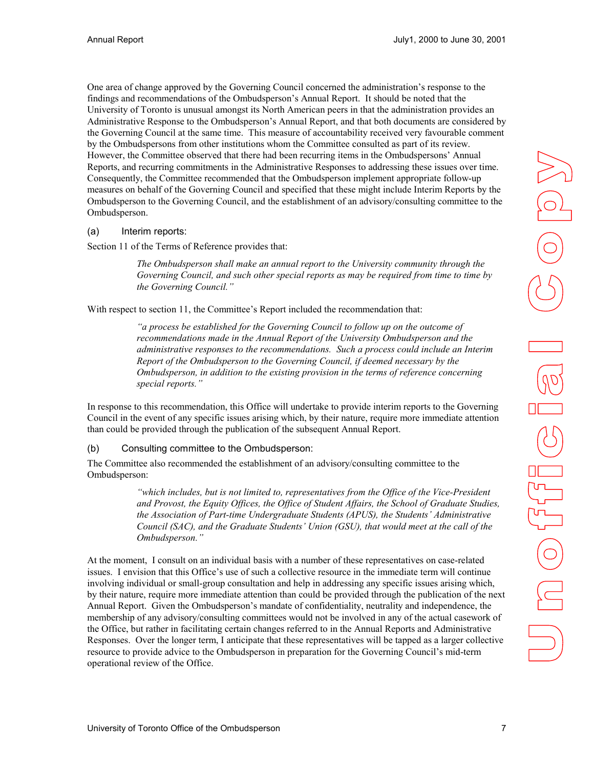One area of change approved by the Governing Council concerned the administration's response to the findings and recommendations of the Ombudsperson's Annual Report. It should be noted that the University of Toronto is unusual amongst its North American peers in that the administration provides an Administrative Response to the Ombudsperson's Annual Report, and that both documents are considered by the Governing Council at the same time. This measure of accountability received very favourable comment by the Ombudspersons from other institutions whom the Committee consulted as part of its review. However, the Committee observed that there had been recurring items in the Ombudspersons' Annual Reports, and recurring commitments in the Administrative Responses to addressing these issues over time. Consequently, the Committee recommended that the Ombudsperson implement appropriate follow-up measures on behalf of the Governing Council and specified that these might include Interim Reports by the Ombudsperson to the Governing Council, and the establishment of an advisory/consulting committee to the Ombudsperson.

### (a) Interim reports:

Section 11 of the Terms of Reference provides that:

> *The Ombudsperson shall make an annual report to the University community through the Governing Council, and such other special reports as may be required from time to time by the Governing Council."*

With respect to section 11, the Committee's Report included the recommendation that:

> *"a process be established for the Governing Council to follow up on the outcome of recommendations made in the Annual Report of the University Ombudsperson and the administrative responses to the recommendations. Such a process could include an Interim Report of the Ombudsperson to the Governing Council, if deemed necessary by the Ombudsperson, in addition to the existing provision in the terms of reference concerning special reports."*

In response to this recommendation, this Office will undertake to provide interim reports to the Governing Council in the event of any specific issues arising which, by their nature, require more immediate attention than could be provided through the publication of the subsequent Annual Report.

### (b) Consulting committee to the Ombudsperson:

The Committee also recommended the establishment of an advisory/consulting committee to the Ombudsperson:

> *"which includes, but is not limited to, representatives from the Office of the Vice-President and Provost, the Equity Offices, the Office of Student Affairs, the School of Graduate Studies, the Association of Part-time Undergraduate Students (APUS), the Students' Administrative Council (SAC), and the Graduate Students' Union (GSU), that would meet at the call of the Ombudsperson."*

At the moment, I consult on an individual basis with a number of these representatives on case-related issues. I envision that this Office's use of such a collective resource in the immediate term will continue involving individual or small-group consultation and help in addressing any specific issues arising which, by their nature, require more immediate attention than could be provided through the publication of the next Annual Report. Given the Ombudsperson's mandate of confidentiality, neutrality and independence, the membership of any advisory/consulting committees would not be involved in any of the actual casework of the Office, but rather in facilitating certain changes referred to in the Annual Reports and Administrative Responses. Over the longer term, I anticipate that these representatives will be tapped as a larger collective resource to provide advice to the Ombudsperson in preparation for the Governing Council's mid-term operational review of the Office.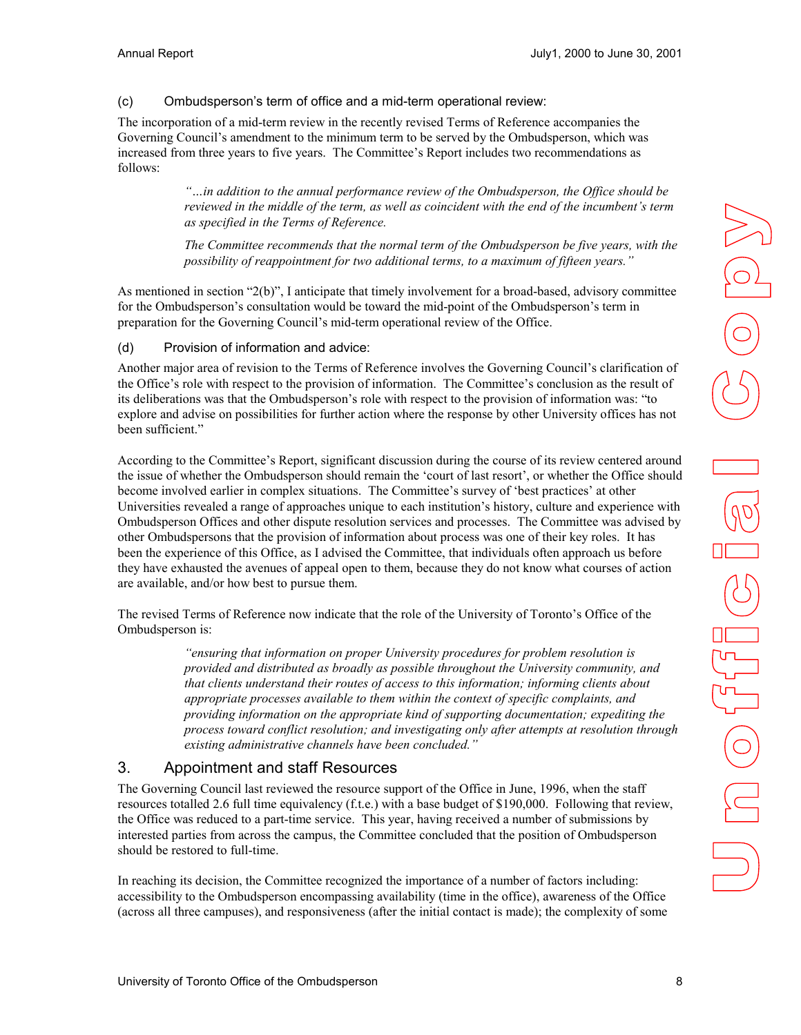### (c) Ombudsperson's term of office and a mid-term operational review:

The incorporation of a mid-term review in the recently revised Terms of Reference accompanies the Governing Council's amendment to the minimum term to be served by the Ombudsperson, which was increased from three years to five years. The Committee's Report includes two recommendations as follows:

> *"…in addition to the annual performance review of the Ombudsperson, the Office should be reviewed in the middle of the term, as well as coincident with the end of the incumbent's term as specified in the Terms of Reference.*
>
> *The Committee recommends that the normal term of the Ombudsperson be five years, with the possibility of reappointment for two additional terms, to a maximum of fifteen years."*

As mentioned in section "2(b)", I anticipate that timely involvement for a broad-based, advisory committee for the Ombudsperson's consultation would be toward the mid-point of the Ombudsperson's term in preparation for the Governing Council's mid-term operational review of the Office.

### (d) Provision of information and advice:

Another major area of revision to the Terms of Reference involves the Governing Council's clarification of the Office's role with respect to the provision of information. The Committee's conclusion as the result of its deliberations was that the Ombudsperson's role with respect to the provision of information was: "to explore and advise on possibilities for further action where the response by other University offices has not been sufficient."

According to the Committee's Report, significant discussion during the course of its review centered around the issue of whether the Ombudsperson should remain the 'court of last resort', or whether the Office should become involved earlier in complex situations. The Committee's survey of 'best practices' at other Universities revealed a range of approaches unique to each institution's history, culture and experience with Ombudsperson Offices and other dispute resolution services and processes. The Committee was advised by other Ombudspersons that the provision of information about process was one of their key roles. It has been the experience of this Office, as I advised the Committee, that individuals often approach us before they have exhausted the avenues of appeal open to them, because they do not know what courses of action are available, and/or how best to pursue them.

The revised Terms of Reference now indicate that the role of the University of Toronto's Office of the Ombudsperson is:

> *"ensuring that information on proper University procedures for problem resolution is provided and distributed as broadly as possible throughout the University community, and that clients understand their routes of access to this information; informing clients about appropriate processes available to them within the context of specific complaints, and providing information on the appropriate kind of supporting documentation; expediting the process toward conflict resolution; and investigating only after attempts at resolution through existing administrative channels have been concluded."*

## 3. Appointment and staff Resources

The Governing Council last reviewed the resource support of the Office in June, 1996, when the staff resources totalled 2.6 full time equivalency (f.t.e.) with a base budget of $190,000. Following that review, the Office was reduced to a part-time service. This year, having received a number of submissions by interested parties from across the campus, the Committee concluded that the position of Ombudsperson should be restored to full-time.

In reaching its decision, the Committee recognized the importance of a number of factors including: accessibility to the Ombudsperson encompassing availability (time in the office), awareness of the Office (across all three campuses), and responsiveness (after the initial contact is made); the complexity of some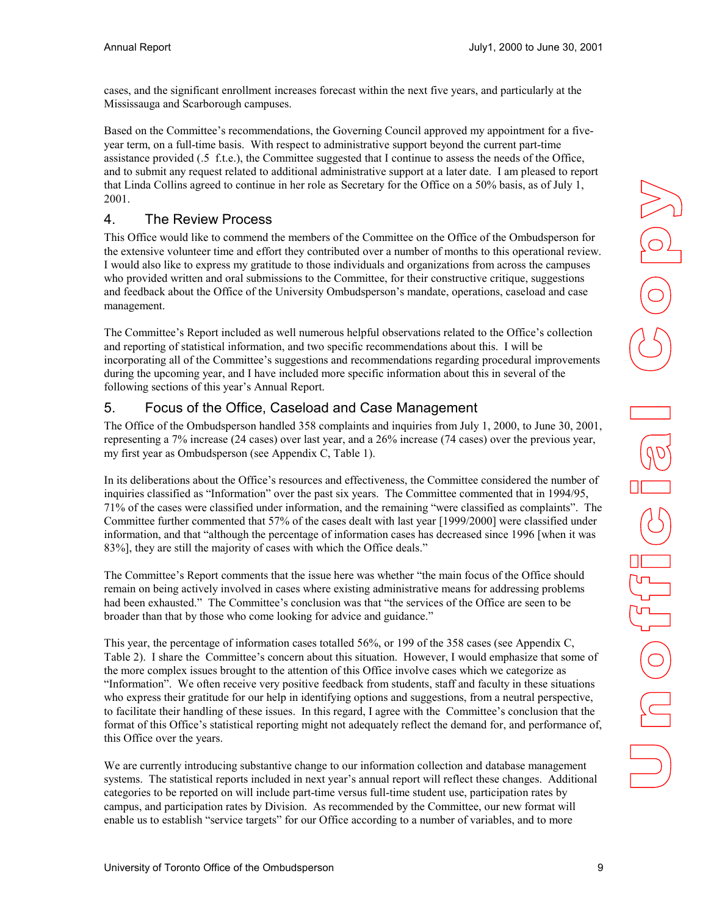cases, and the significant enrollment increases forecast within the next five years, and particularly at the Mississauga and Scarborough campuses.

Based on the Committee's recommendations, the Governing Council approved my appointment for a five-year term, on a full-time basis. With respect to administrative support beyond the current part-time assistance provided (.5 f.t.e.), the Committee suggested that I continue to assess the needs of the Office, and to submit any request related to additional administrative support at a later date. I am pleased to report that Linda Collins agreed to continue in her role as Secretary for the Office on a 50% basis, as of July 1, 2001.

## 4. The Review Process

This Office would like to commend the members of the Committee on the Office of the Ombudsperson for the extensive volunteer time and effort they contributed over a number of months to this operational review. I would also like to express my gratitude to those individuals and organizations from across the campuses who provided written and oral submissions to the Committee, for their constructive critique, suggestions and feedback about the Office of the University Ombudsperson's mandate, operations, caseload and case management.

The Committee's Report included as well numerous helpful observations related to the Office's collection and reporting of statistical information, and two specific recommendations about this. I will be incorporating all of the Committee's suggestions and recommendations regarding procedural improvements during the upcoming year, and I have included more specific information about this in several of the following sections of this year's Annual Report.

## 5. Focus of the Office, Caseload and Case Management

The Office of the Ombudsperson handled 358 complaints and inquiries from July 1, 2000, to June 30, 2001, representing a 7% increase (24 cases) over last year, and a 26% increase (74 cases) over the previous year, my first year as Ombudsperson (see Appendix C, Table 1).

In its deliberations about the Office's resources and effectiveness, the Committee considered the number of inquiries classified as "Information" over the past six years. The Committee commented that in 1994/95, 71% of the cases were classified under information, and the remaining "were classified as complaints". The Committee further commented that 57% of the cases dealt with last year [1999/2000] were classified under information, and that "although the percentage of information cases has decreased since 1996 [when it was 83%], they are still the majority of cases with which the Office deals."

The Committee's Report comments that the issue here was whether "the main focus of the Office should remain on being actively involved in cases where existing administrative means for addressing problems had been exhausted." The Committee's conclusion was that "the services of the Office are seen to be broader than that by those who come looking for advice and guidance."

This year, the percentage of information cases totalled 56%, or 199 of the 358 cases (see Appendix C, Table 2). I share the Committee's concern about this situation. However, I would emphasize that some of the more complex issues brought to the attention of this Office involve cases which we categorize as "Information". We often receive very positive feedback from students, staff and faculty in these situations who express their gratitude for our help in identifying options and suggestions, from a neutral perspective, to facilitate their handling of these issues. In this regard, I agree with the Committee's conclusion that the format of this Office's statistical reporting might not adequately reflect the demand for, and performance of, this Office over the years.

We are currently introducing substantive change to our information collection and database management systems. The statistical reports included in next year's annual report will reflect these changes. Additional categories to be reported on will include part-time versus full-time student use, participation rates by campus, and participation rates by Division. As recommended by the Committee, our new format will enable us to establish "service targets" for our Office according to a number of variables, and to more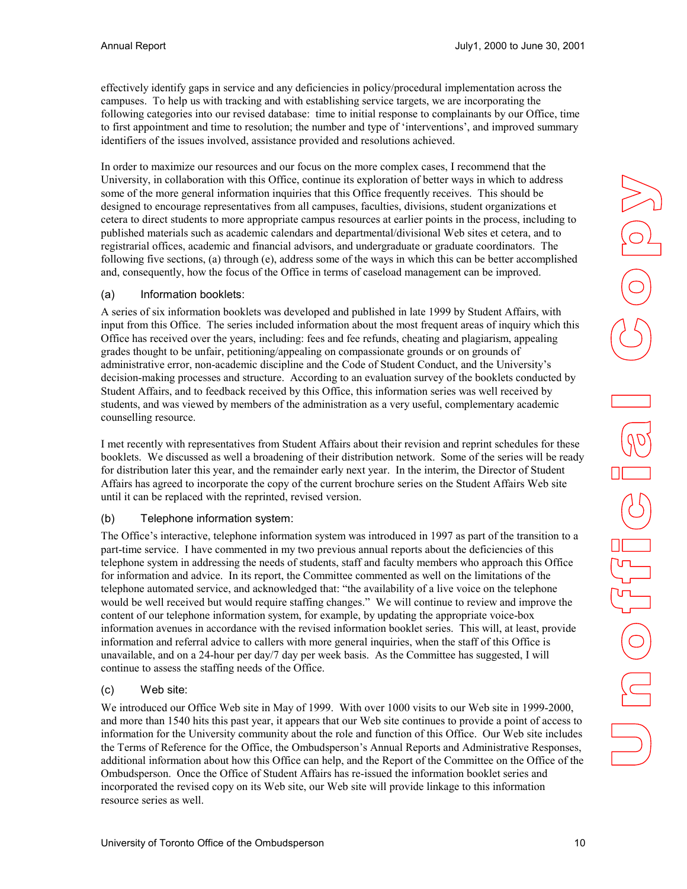effectively identify gaps in service and any deficiencies in policy/procedural implementation across the campuses. To help us with tracking and with establishing service targets, we are incorporating the following categories into our revised database: time to initial response to complainants by our Office, time to first appointment and time to resolution; the number and type of 'interventions', and improved summary identifiers of the issues involved, assistance provided and resolutions achieved.

In order to maximize our resources and our focus on the more complex cases, I recommend that the University, in collaboration with this Office, continue its exploration of better ways in which to address some of the more general information inquiries that this Office frequently receives. This should be designed to encourage representatives from all campuses, faculties, divisions, student organizations et cetera to direct students to more appropriate campus resources at earlier points in the process, including to published materials such as academic calendars and departmental/divisional Web sites et cetera, and to registrarial offices, academic and financial advisors, and undergraduate or graduate coordinators. The following five sections, (a) through (e), address some of the ways in which this can be better accomplished and, consequently, how the focus of the Office in terms of caseload management can be improved.

### (a) Information booklets:

A series of six information booklets was developed and published in late 1999 by Student Affairs, with input from this Office. The series included information about the most frequent areas of inquiry which this Office has received over the years, including: fees and fee refunds, cheating and plagiarism, appealing grades thought to be unfair, petitioning/appealing on compassionate grounds or on grounds of administrative error, non-academic discipline and the Code of Student Conduct, and the University's decision-making processes and structure. According to an evaluation survey of the booklets conducted by Student Affairs, and to feedback received by this Office, this information series was well received by students, and was viewed by members of the administration as a very useful, complementary academic counselling resource.

I met recently with representatives from Student Affairs about their revision and reprint schedules for these booklets. We discussed as well a broadening of their distribution network. Some of the series will be ready for distribution later this year, and the remainder early next year. In the interim, the Director of Student Affairs has agreed to incorporate the copy of the current brochure series on the Student Affairs Web site until it can be replaced with the reprinted, revised version.

### (b) Telephone information system:

The Office's interactive, telephone information system was introduced in 1997 as part of the transition to a part-time service. I have commented in my two previous annual reports about the deficiencies of this telephone system in addressing the needs of students, staff and faculty members who approach this Office for information and advice. In its report, the Committee commented as well on the limitations of the telephone automated service, and acknowledged that: "the availability of a live voice on the telephone would be well received but would require staffing changes." We will continue to review and improve the content of our telephone information system, for example, by updating the appropriate voice-box information avenues in accordance with the revised information booklet series. This will, at least, provide information and referral advice to callers with more general inquiries, when the staff of this Office is unavailable, and on a 24-hour per day/7 day per week basis. As the Committee has suggested, I will continue to assess the staffing needs of the Office.

### (c) Web site:

We introduced our Office Web site in May of 1999. With over 1000 visits to our Web site in 1999-2000, and more than 1540 hits this past year, it appears that our Web site continues to provide a point of access to information for the University community about the role and function of this Office. Our Web site includes the Terms of Reference for the Office, the Ombudsperson's Annual Reports and Administrative Responses, additional information about how this Office can help, and the Report of the Committee on the Office of the Ombudsperson. Once the Office of Student Affairs has re-issued the information booklet series and incorporated the revised copy on its Web site, our Web site will provide linkage to this information resource series as well.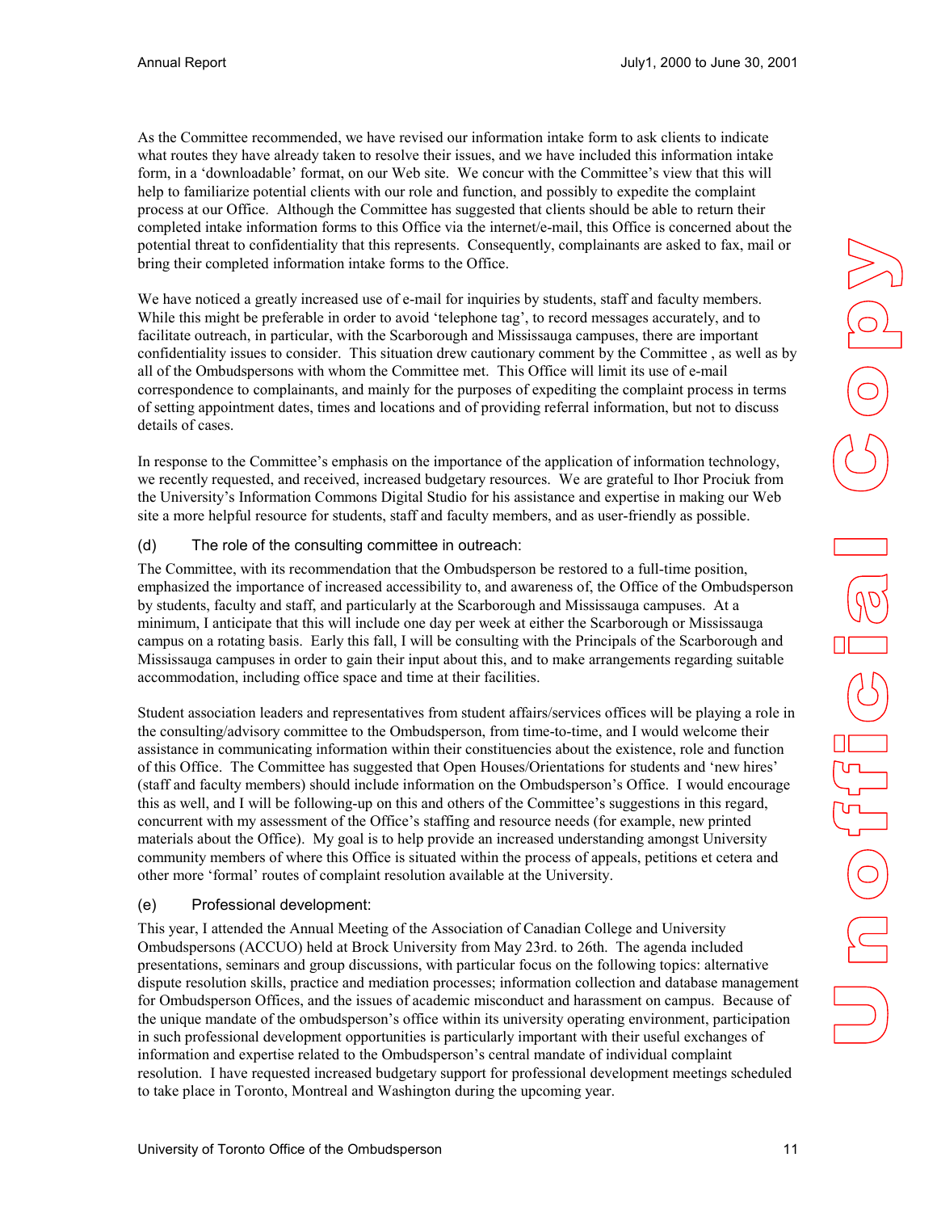As the Committee recommended, we have revised our information intake form to ask clients to indicate what routes they have already taken to resolve their issues, and we have included this information intake form, in a 'downloadable' format, on our Web site. We concur with the Committee's view that this will help to familiarize potential clients with our role and function, and possibly to expedite the complaint process at our Office. Although the Committee has suggested that clients should be able to return their completed intake information forms to this Office via the internet/e-mail, this Office is concerned about the potential threat to confidentiality that this represents. Consequently, complainants are asked to fax, mail or bring their completed information intake forms to the Office.

We have noticed a greatly increased use of e-mail for inquiries by students, staff and faculty members. While this might be preferable in order to avoid 'telephone tag', to record messages accurately, and to facilitate outreach, in particular, with the Scarborough and Mississauga campuses, there are important confidentiality issues to consider. This situation drew cautionary comment by the Committee , as well as by all of the Ombudspersons with whom the Committee met. This Office will limit its use of e-mail correspondence to complainants, and mainly for the purposes of expediting the complaint process in terms of setting appointment dates, times and locations and of providing referral information, but not to discuss details of cases.

In response to the Committee's emphasis on the importance of the application of information technology, we recently requested, and received, increased budgetary resources. We are grateful to Ihor Prociuk from the University's Information Commons Digital Studio for his assistance and expertise in making our Web site a more helpful resource for students, staff and faculty members, and as user-friendly as possible.

### (d) The role of the consulting committee in outreach:

The Committee, with its recommendation that the Ombudsperson be restored to a full-time position, emphasized the importance of increased accessibility to, and awareness of, the Office of the Ombudsperson by students, faculty and staff, and particularly at the Scarborough and Mississauga campuses. At a minimum, I anticipate that this will include one day per week at either the Scarborough or Mississauga campus on a rotating basis. Early this fall, I will be consulting with the Principals of the Scarborough and Mississauga campuses in order to gain their input about this, and to make arrangements regarding suitable accommodation, including office space and time at their facilities.

Student association leaders and representatives from student affairs/services offices will be playing a role in the consulting/advisory committee to the Ombudsperson, from time-to-time, and I would welcome their assistance in communicating information within their constituencies about the existence, role and function of this Office. The Committee has suggested that Open Houses/Orientations for students and 'new hires' (staff and faculty members) should include information on the Ombudsperson's Office. I would encourage this as well, and I will be following-up on this and others of the Committee's suggestions in this regard, concurrent with my assessment of the Office's staffing and resource needs (for example, new printed materials about the Office). My goal is to help provide an increased understanding amongst University community members of where this Office is situated within the process of appeals, petitions et cetera and other more 'formal' routes of complaint resolution available at the University.

### (e) Professional development:

This year, I attended the Annual Meeting of the Association of Canadian College and University Ombudspersons (ACCUO) held at Brock University from May 23rd. to 26th. The agenda included presentations, seminars and group discussions, with particular focus on the following topics: alternative dispute resolution skills, practice and mediation processes; information collection and database management for Ombudsperson Offices, and the issues of academic misconduct and harassment on campus. Because of the unique mandate of the ombudsperson's office within its university operating environment, participation in such professional development opportunities is particularly important with their useful exchanges of information and expertise related to the Ombudsperson's central mandate of individual complaint resolution. I have requested increased budgetary support for professional development meetings scheduled to take place in Toronto, Montreal and Washington during the upcoming year.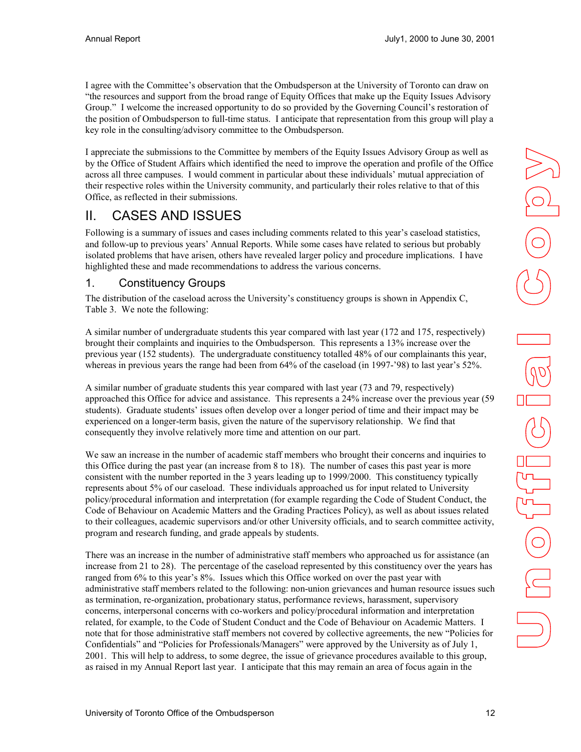I agree with the Committee's observation that the Ombudsperson at the University of Toronto can draw on "the resources and support from the broad range of Equity Offices that make up the Equity Issues Advisory Group." I welcome the increased opportunity to do so provided by the Governing Council's restoration of the position of Ombudsperson to full-time status. I anticipate that representation from this group will play a key role in the consulting/advisory committee to the Ombudsperson.

I appreciate the submissions to the Committee by members of the Equity Issues Advisory Group as well as by the Office of Student Affairs which identified the need to improve the operation and profile of the Office across all three campuses. I would comment in particular about these individuals' mutual appreciation of their respective roles within the University community, and particularly their roles relative to that of this Office, as reflected in their submissions.

# II. CASES AND ISSUES

Following is a summary of issues and cases including comments related to this year's caseload statistics, and follow-up to previous years' Annual Reports. While some cases have related to serious but probably isolated problems that have arisen, others have revealed larger policy and procedure implications. I have highlighted these and made recommendations to address the various concerns.

## 1. Constituency Groups

The distribution of the caseload across the University's constituency groups is shown in Appendix C, Table 3. We note the following:

A similar number of undergraduate students this year compared with last year (172 and 175, respectively) brought their complaints and inquiries to the Ombudsperson. This represents a 13% increase over the previous year (152 students). The undergraduate constituency totalled 48% of our complainants this year, whereas in previous years the range had been from 64% of the caseload (in 1997-'98) to last year's 52%.

A similar number of graduate students this year compared with last year (73 and 79, respectively) approached this Office for advice and assistance. This represents a 24% increase over the previous year (59 students). Graduate students' issues often develop over a longer period of time and their impact may be experienced on a longer-term basis, given the nature of the supervisory relationship. We find that consequently they involve relatively more time and attention on our part.

We saw an increase in the number of academic staff members who brought their concerns and inquiries to this Office during the past year (an increase from 8 to 18). The number of cases this past year is more consistent with the number reported in the 3 years leading up to 1999/2000. This constituency typically represents about 5% of our caseload. These individuals approached us for input related to University policy/procedural information and interpretation (for example regarding the Code of Student Conduct, the Code of Behaviour on Academic Matters and the Grading Practices Policy), as well as about issues related to their colleagues, academic supervisors and/or other University officials, and to search committee activity, program and research funding, and grade appeals by students.

There was an increase in the number of administrative staff members who approached us for assistance (an increase from 21 to 28). The percentage of the caseload represented by this constituency over the years has ranged from 6% to this year's 8%. Issues which this Office worked on over the past year with administrative staff members related to the following: non-union grievances and human resource issues such as termination, re-organization, probationary status, performance reviews, harassment, supervisory concerns, interpersonal concerns with co-workers and policy/procedural information and interpretation related, for example, to the Code of Student Conduct and the Code of Behaviour on Academic Matters. I note that for those administrative staff members not covered by collective agreements, the new "Policies for Confidentials" and "Policies for Professionals/Managers" were approved by the University as of July 1, 2001. This will help to address, to some degree, the issue of grievance procedures available to this group, as raised in my Annual Report last year. I anticipate that this may remain an area of focus again in the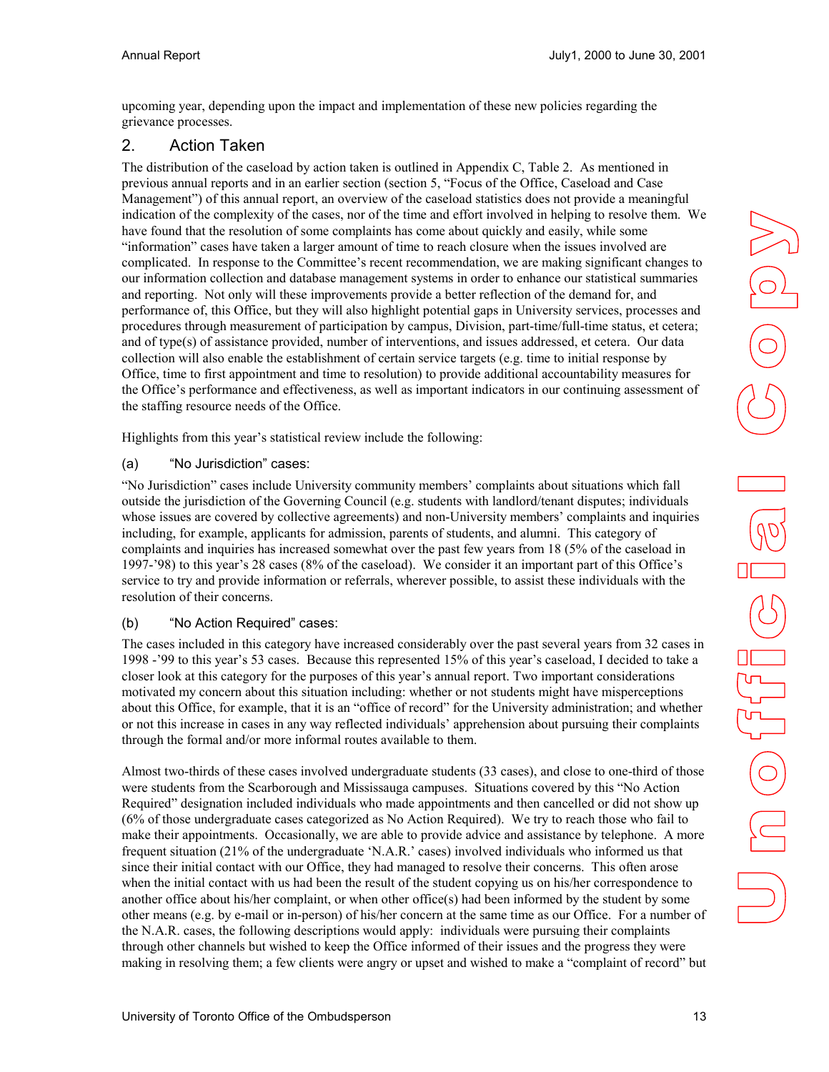upcoming year, depending upon the impact and implementation of these new policies regarding the grievance processes.

## 2. Action Taken

The distribution of the caseload by action taken is outlined in Appendix C, Table 2. As mentioned in previous annual reports and in an earlier section (section 5, "Focus of the Office, Caseload and Case Management") of this annual report, an overview of the caseload statistics does not provide a meaningful indication of the complexity of the cases, nor of the time and effort involved in helping to resolve them. We have found that the resolution of some complaints has come about quickly and easily, while some "information" cases have taken a larger amount of time to reach closure when the issues involved are complicated. In response to the Committee's recent recommendation, we are making significant changes to our information collection and database management systems in order to enhance our statistical summaries and reporting. Not only will these improvements provide a better reflection of the demand for, and performance of, this Office, but they will also highlight potential gaps in University services, processes and procedures through measurement of participation by campus, Division, part-time/full-time status, et cetera; and of type(s) of assistance provided, number of interventions, and issues addressed, et cetera. Our data collection will also enable the establishment of certain service targets (e.g. time to initial response by Office, time to first appointment and time to resolution) to provide additional accountability measures for the Office's performance and effectiveness, as well as important indicators in our continuing assessment of the staffing resource needs of the Office.

Highlights from this year's statistical review include the following:

### (a) "No Jurisdiction" cases:

"No Jurisdiction" cases include University community members' complaints about situations which fall outside the jurisdiction of the Governing Council (e.g. students with landlord/tenant disputes; individuals whose issues are covered by collective agreements) and non-University members' complaints and inquiries including, for example, applicants for admission, parents of students, and alumni. This category of complaints and inquiries has increased somewhat over the past few years from 18 (5% of the caseload in 1997-'98) to this year's 28 cases (8% of the caseload). We consider it an important part of this Office's service to try and provide information or referrals, wherever possible, to assist these individuals with the resolution of their concerns.

### (b) "No Action Required" cases:

The cases included in this category have increased considerably over the past several years from 32 cases in 1998 -'99 to this year's 53 cases. Because this represented 15% of this year's caseload, I decided to take a closer look at this category for the purposes of this year's annual report. Two important considerations motivated my concern about this situation including: whether or not students might have misperceptions about this Office, for example, that it is an "office of record" for the University administration; and whether or not this increase in cases in any way reflected individuals' apprehension about pursuing their complaints through the formal and/or more informal routes available to them.

Almost two-thirds of these cases involved undergraduate students (33 cases), and close to one-third of those were students from the Scarborough and Mississauga campuses. Situations covered by this "No Action Required" designation included individuals who made appointments and then cancelled or did not show up (6% of those undergraduate cases categorized as No Action Required). We try to reach those who fail to make their appointments. Occasionally, we are able to provide advice and assistance by telephone. A more frequent situation (21% of the undergraduate 'N.A.R.' cases) involved individuals who informed us that since their initial contact with our Office, they had managed to resolve their concerns. This often arose when the initial contact with us had been the result of the student copying us on his/her correspondence to another office about his/her complaint, or when other office(s) had been informed by the student by some other means (e.g. by e-mail or in-person) of his/her concern at the same time as our Office. For a number of the N.A.R. cases, the following descriptions would apply: individuals were pursuing their complaints through other channels but wished to keep the Office informed of their issues and the progress they were making in resolving them; a few clients were angry or upset and wished to make a "complaint of record" but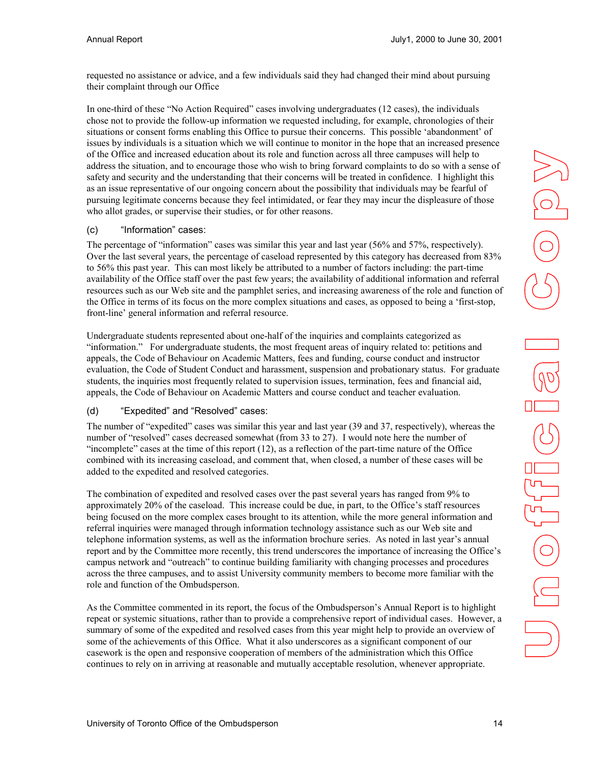requested no assistance or advice, and a few individuals said they had changed their mind about pursuing their complaint through our Office

In one-third of these "No Action Required" cases involving undergraduates (12 cases), the individuals chose not to provide the follow-up information we requested including, for example, chronologies of their situations or consent forms enabling this Office to pursue their concerns. This possible 'abandonment' of issues by individuals is a situation which we will continue to monitor in the hope that an increased presence of the Office and increased education about its role and function across all three campuses will help to address the situation, and to encourage those who wish to bring forward complaints to do so with a sense of safety and security and the understanding that their concerns will be treated in confidence. I highlight this as an issue representative of our ongoing concern about the possibility that individuals may be fearful of pursuing legitimate concerns because they feel intimidated, or fear they may incur the displeasure of those who allot grades, or supervise their studies, or for other reasons.

(c) "Information" cases:

The percentage of "information" cases was similar this year and last year (56% and 57%, respectively). Over the last several years, the percentage of caseload represented by this category has decreased from 83% to 56% this past year. This can most likely be attributed to a number of factors including: the part-time availability of the Office staff over the past few years; the availability of additional information and referral resources such as our Web site and the pamphlet series, and increasing awareness of the role and function of the Office in terms of its focus on the more complex situations and cases, as opposed to being a 'first-stop, front-line' general information and referral resource.

Undergraduate students represented about one-half of the inquiries and complaints categorized as "information." For undergraduate students, the most frequent areas of inquiry related to: petitions and appeals, the Code of Behaviour on Academic Matters, fees and funding, course conduct and instructor evaluation, the Code of Student Conduct and harassment, suspension and probationary status. For graduate students, the inquiries most frequently related to supervision issues, termination, fees and financial aid, appeals, the Code of Behaviour on Academic Matters and course conduct and teacher evaluation.

(d) "Expedited" and "Resolved" cases:

The number of "expedited" cases was similar this year and last year (39 and 37, respectively), whereas the number of "resolved" cases decreased somewhat (from 33 to 27). I would note here the number of "incomplete" cases at the time of this report (12), as a reflection of the part-time nature of the Office combined with its increasing caseload, and comment that, when closed, a number of these cases will be added to the expedited and resolved categories.

The combination of expedited and resolved cases over the past several years has ranged from 9% to approximately 20% of the caseload. This increase could be due, in part, to the Office's staff resources being focused on the more complex cases brought to its attention, while the more general information and referral inquiries were managed through information technology assistance such as our Web site and telephone information systems, as well as the information brochure series. As noted in last year's annual report and by the Committee more recently, this trend underscores the importance of increasing the Office's campus network and "outreach" to continue building familiarity with changing processes and procedures across the three campuses, and to assist University community members to become more familiar with the role and function of the Ombudsperson.

As the Committee commented in its report, the focus of the Ombudsperson's Annual Report is to highlight repeat or systemic situations, rather than to provide a comprehensive report of individual cases. However, a summary of some of the expedited and resolved cases from this year might help to provide an overview of some of the achievements of this Office. What it also underscores as a significant component of our casework is the open and responsive cooperation of members of the administration which this Office continues to rely on in arriving at reasonable and mutually acceptable resolution, whenever appropriate.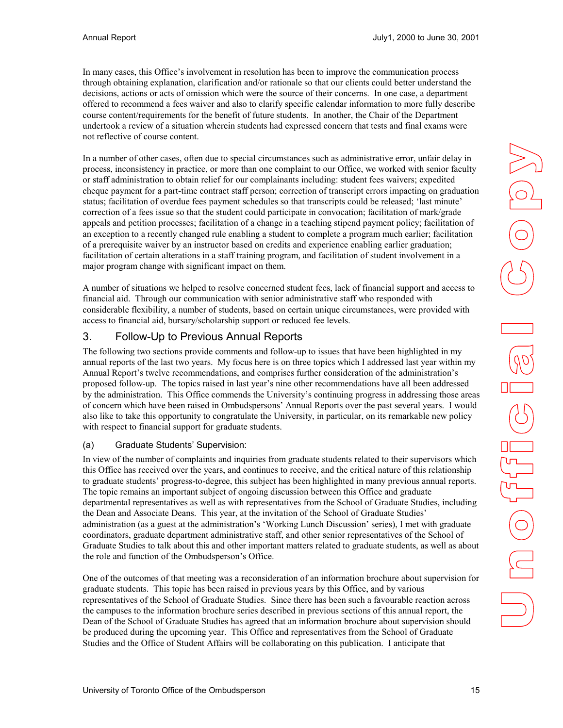In many cases, this Office's involvement in resolution has been to improve the communication process through obtaining explanation, clarification and/or rationale so that our clients could better understand the decisions, actions or acts of omission which were the source of their concerns. In one case, a department offered to recommend a fees waiver and also to clarify specific calendar information to more fully describe course content/requirements for the benefit of future students. In another, the Chair of the Department undertook a review of a situation wherein students had expressed concern that tests and final exams were not reflective of course content.

In a number of other cases, often due to special circumstances such as administrative error, unfair delay in process, inconsistency in practice, or more than one complaint to our Office, we worked with senior faculty or staff administration to obtain relief for our complainants including: student fees waivers; expedited cheque payment for a part-time contract staff person; correction of transcript errors impacting on graduation status; facilitation of overdue fees payment schedules so that transcripts could be released; 'last minute' correction of a fees issue so that the student could participate in convocation; facilitation of mark/grade appeals and petition processes; facilitation of a change in a teaching stipend payment policy; facilitation of an exception to a recently changed rule enabling a student to complete a program much earlier; facilitation of a prerequisite waiver by an instructor based on credits and experience enabling earlier graduation; facilitation of certain alterations in a staff training program, and facilitation of student involvement in a major program change with significant impact on them.

A number of situations we helped to resolve concerned student fees, lack of financial support and access to financial aid. Through our communication with senior administrative staff who responded with considerable flexibility, a number of students, based on certain unique circumstances, were provided with access to financial aid, bursary/scholarship support or reduced fee levels.

## 3. Follow-Up to Previous Annual Reports

The following two sections provide comments and follow-up to issues that have been highlighted in my annual reports of the last two years. My focus here is on three topics which I addressed last year within my Annual Report's twelve recommendations, and comprises further consideration of the administration's proposed follow-up. The topics raised in last year's nine other recommendations have all been addressed by the administration. This Office commends the University's continuing progress in addressing those areas of concern which have been raised in Ombudspersons' Annual Reports over the past several years. I would also like to take this opportunity to congratulate the University, in particular, on its remarkable new policy with respect to financial support for graduate students.

### (a) Graduate Students' Supervision:

In view of the number of complaints and inquiries from graduate students related to their supervisors which this Office has received over the years, and continues to receive, and the critical nature of this relationship to graduate students' progress-to-degree, this subject has been highlighted in many previous annual reports. The topic remains an important subject of ongoing discussion between this Office and graduate departmental representatives as well as with representatives from the School of Graduate Studies, including the Dean and Associate Deans. This year, at the invitation of the School of Graduate Studies' administration (as a guest at the administration's 'Working Lunch Discussion' series), I met with graduate coordinators, graduate department administrative staff, and other senior representatives of the School of Graduate Studies to talk about this and other important matters related to graduate students, as well as about the role and function of the Ombudsperson's Office.

One of the outcomes of that meeting was a reconsideration of an information brochure about supervision for graduate students. This topic has been raised in previous years by this Office, and by various representatives of the School of Graduate Studies. Since there has been such a favourable reaction across the campuses to the information brochure series described in previous sections of this annual report, the Dean of the School of Graduate Studies has agreed that an information brochure about supervision should be produced during the upcoming year. This Office and representatives from the School of Graduate Studies and the Office of Student Affairs will be collaborating on this publication. I anticipate that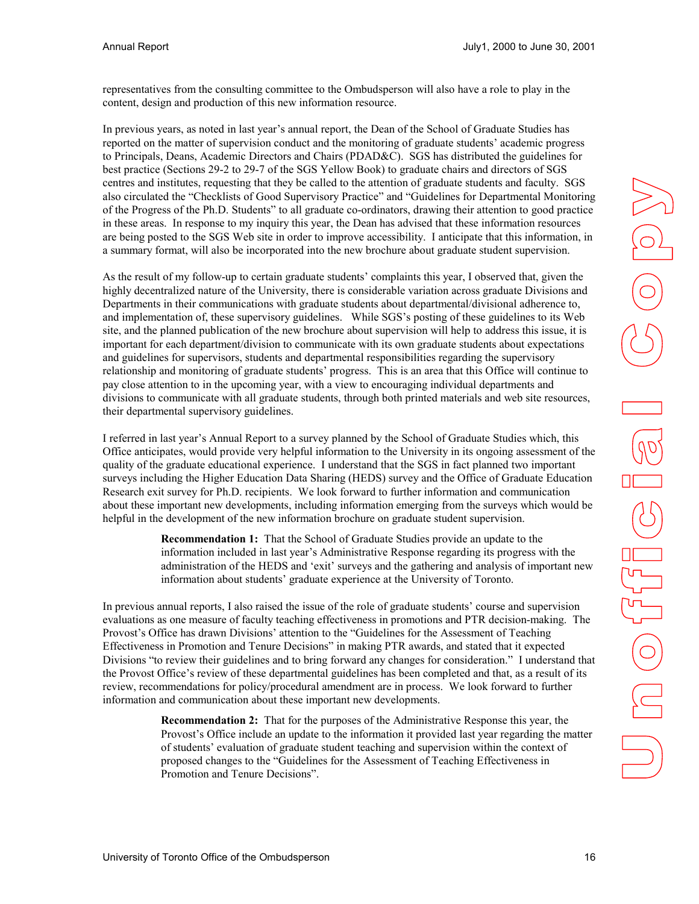representatives from the consulting committee to the Ombudsperson will also have a role to play in the content, design and production of this new information resource.

In previous years, as noted in last year's annual report, the Dean of the School of Graduate Studies has reported on the matter of supervision conduct and the monitoring of graduate students' academic progress to Principals, Deans, Academic Directors and Chairs (PDAD&C). SGS has distributed the guidelines for best practice (Sections 29-2 to 29-7 of the SGS Yellow Book) to graduate chairs and directors of SGS centres and institutes, requesting that they be called to the attention of graduate students and faculty. SGS also circulated the "Checklists of Good Supervisory Practice" and "Guidelines for Departmental Monitoring of the Progress of the Ph.D. Students" to all graduate co-ordinators, drawing their attention to good practice in these areas. In response to my inquiry this year, the Dean has advised that these information resources are being posted to the SGS Web site in order to improve accessibility. I anticipate that this information, in a summary format, will also be incorporated into the new brochure about graduate student supervision.

As the result of my follow-up to certain graduate students' complaints this year, I observed that, given the highly decentralized nature of the University, there is considerable variation across graduate Divisions and Departments in their communications with graduate students about departmental/divisional adherence to, and implementation of, these supervisory guidelines. While SGS's posting of these guidelines to its Web site, and the planned publication of the new brochure about supervision will help to address this issue, it is important for each department/division to communicate with its own graduate students about expectations and guidelines for supervisors, students and departmental responsibilities regarding the supervisory relationship and monitoring of graduate students' progress. This is an area that this Office will continue to pay close attention to in the upcoming year, with a view to encouraging individual departments and divisions to communicate with all graduate students, through both printed materials and web site resources, their departmental supervisory guidelines.

I referred in last year's Annual Report to a survey planned by the School of Graduate Studies which, this Office anticipates, would provide very helpful information to the University in its ongoing assessment of the quality of the graduate educational experience. I understand that the SGS in fact planned two important surveys including the Higher Education Data Sharing (HEDS) survey and the Office of Graduate Education Research exit survey for Ph.D. recipients. We look forward to further information and communication about these important new developments, including information emerging from the surveys which would be helpful in the development of the new information brochure on graduate student supervision.

> **Recommendation 1:** That the School of Graduate Studies provide an update to the information included in last year's Administrative Response regarding its progress with the administration of the HEDS and 'exit' surveys and the gathering and analysis of important new information about students' graduate experience at the University of Toronto.

In previous annual reports, I also raised the issue of the role of graduate students' course and supervision evaluations as one measure of faculty teaching effectiveness in promotions and PTR decision-making. The Provost's Office has drawn Divisions' attention to the "Guidelines for the Assessment of Teaching Effectiveness in Promotion and Tenure Decisions" in making PTR awards, and stated that it expected Divisions "to review their guidelines and to bring forward any changes for consideration." I understand that the Provost Office's review of these departmental guidelines has been completed and that, as a result of its review, recommendations for policy/procedural amendment are in process. We look forward to further information and communication about these important new developments.

> **Recommendation 2:** That for the purposes of the Administrative Response this year, the Provost's Office include an update to the information it provided last year regarding the matter of students' evaluation of graduate student teaching and supervision within the context of proposed changes to the "Guidelines for the Assessment of Teaching Effectiveness in Promotion and Tenure Decisions".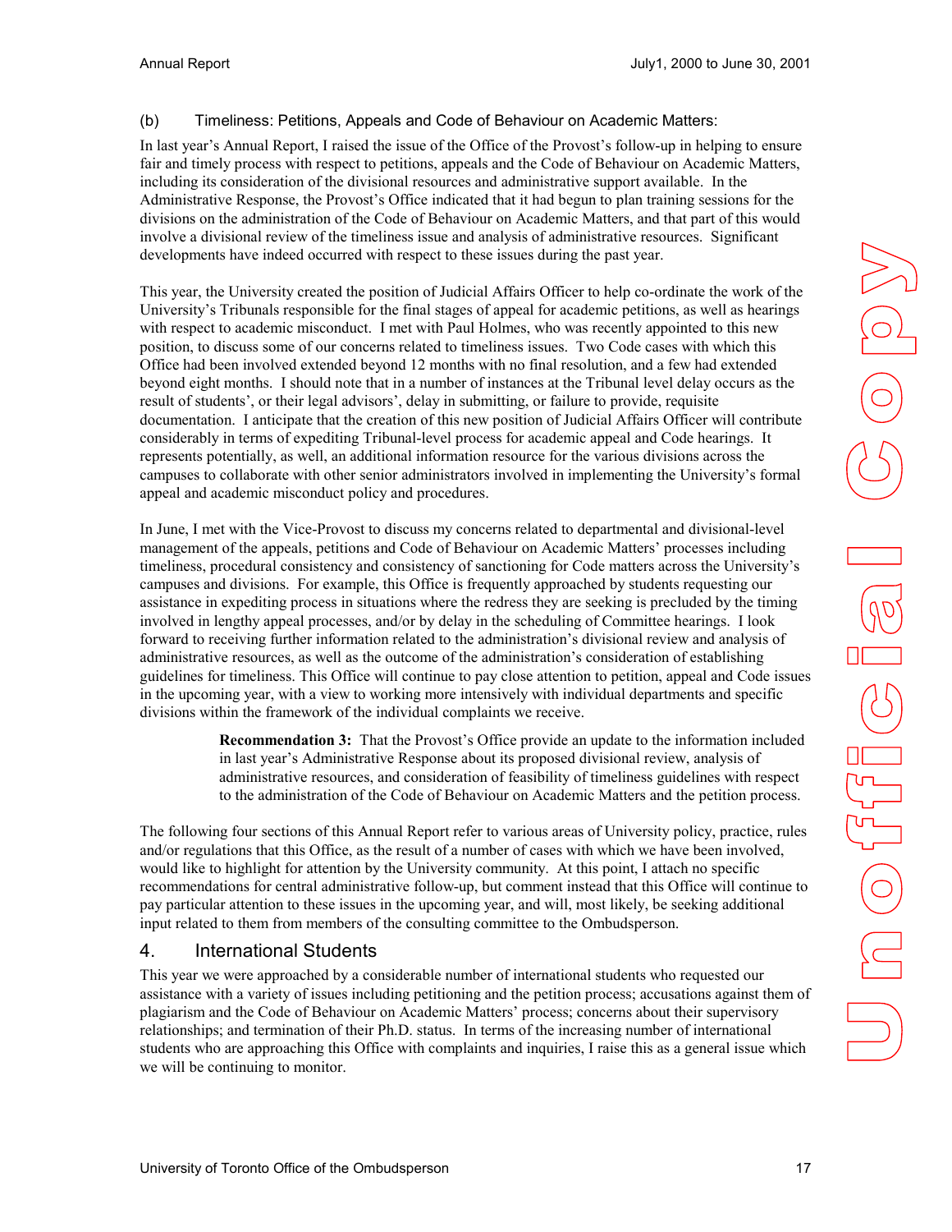### (b) Timeliness: Petitions, Appeals and Code of Behaviour on Academic Matters:

In last year's Annual Report, I raised the issue of the Office of the Provost's follow-up in helping to ensure fair and timely process with respect to petitions, appeals and the Code of Behaviour on Academic Matters, including its consideration of the divisional resources and administrative support available. In the Administrative Response, the Provost's Office indicated that it had begun to plan training sessions for the divisions on the administration of the Code of Behaviour on Academic Matters, and that part of this would involve a divisional review of the timeliness issue and analysis of administrative resources. Significant developments have indeed occurred with respect to these issues during the past year.

This year, the University created the position of Judicial Affairs Officer to help co-ordinate the work of the University's Tribunals responsible for the final stages of appeal for academic petitions, as well as hearings with respect to academic misconduct. I met with Paul Holmes, who was recently appointed to this new position, to discuss some of our concerns related to timeliness issues. Two Code cases with which this Office had been involved extended beyond 12 months with no final resolution, and a few had extended beyond eight months. I should note that in a number of instances at the Tribunal level delay occurs as the result of students', or their legal advisors', delay in submitting, or failure to provide, requisite documentation. I anticipate that the creation of this new position of Judicial Affairs Officer will contribute considerably in terms of expediting Tribunal-level process for academic appeal and Code hearings. It represents potentially, as well, an additional information resource for the various divisions across the campuses to collaborate with other senior administrators involved in implementing the University's formal appeal and academic misconduct policy and procedures.

In June, I met with the Vice-Provost to discuss my concerns related to departmental and divisional-level management of the appeals, petitions and Code of Behaviour on Academic Matters' processes including timeliness, procedural consistency and consistency of sanctioning for Code matters across the University's campuses and divisions. For example, this Office is frequently approached by students requesting our assistance in expediting process in situations where the redress they are seeking is precluded by the timing involved in lengthy appeal processes, and/or by delay in the scheduling of Committee hearings. I look forward to receiving further information related to the administration's divisional review and analysis of administrative resources, as well as the outcome of the administration's consideration of establishing guidelines for timeliness. This Office will continue to pay close attention to petition, appeal and Code issues in the upcoming year, with a view to working more intensively with individual departments and specific divisions within the framework of the individual complaints we receive.

> **Recommendation 3:** That the Provost's Office provide an update to the information included in last year's Administrative Response about its proposed divisional review, analysis of administrative resources, and consideration of feasibility of timeliness guidelines with respect to the administration of the Code of Behaviour on Academic Matters and the petition process.

The following four sections of this Annual Report refer to various areas of University policy, practice, rules and/or regulations that this Office, as the result of a number of cases with which we have been involved, would like to highlight for attention by the University community. At this point, I attach no specific recommendations for central administrative follow-up, but comment instead that this Office will continue to pay particular attention to these issues in the upcoming year, and will, most likely, be seeking additional input related to them from members of the consulting committee to the Ombudsperson.

## 4. International Students

This year we were approached by a considerable number of international students who requested our assistance with a variety of issues including petitioning and the petition process; accusations against them of plagiarism and the Code of Behaviour on Academic Matters' process; concerns about their supervisory relationships; and termination of their Ph.D. status. In terms of the increasing number of international students who are approaching this Office with complaints and inquiries, I raise this as a general issue which we will be continuing to monitor.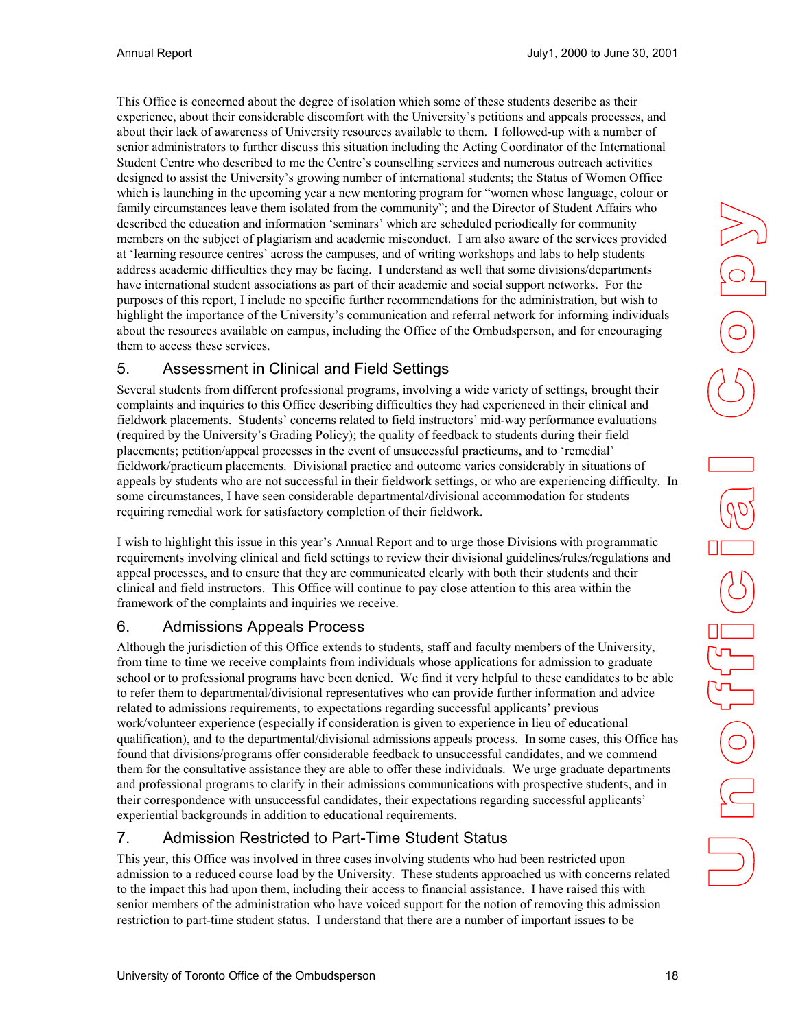This Office is concerned about the degree of isolation which some of these students describe as their experience, about their considerable discomfort with the University's petitions and appeals processes, and about their lack of awareness of University resources available to them. I followed-up with a number of senior administrators to further discuss this situation including the Acting Coordinator of the International Student Centre who described to me the Centre's counselling services and numerous outreach activities designed to assist the University's growing number of international students; the Status of Women Office which is launching in the upcoming year a new mentoring program for "women whose language, colour or family circumstances leave them isolated from the community"; and the Director of Student Affairs who described the education and information 'seminars' which are scheduled periodically for community members on the subject of plagiarism and academic misconduct. I am also aware of the services provided at 'learning resource centres' across the campuses, and of writing workshops and labs to help students address academic difficulties they may be facing. I understand as well that some divisions/departments have international student associations as part of their academic and social support networks. For the purposes of this report, I include no specific further recommendations for the administration, but wish to highlight the importance of the University's communication and referral network for informing individuals about the resources available on campus, including the Office of the Ombudsperson, and for encouraging them to access these services.

## 5. Assessment in Clinical and Field Settings

Several students from different professional programs, involving a wide variety of settings, brought their complaints and inquiries to this Office describing difficulties they had experienced in their clinical and fieldwork placements. Students' concerns related to field instructors' mid-way performance evaluations (required by the University's Grading Policy); the quality of feedback to students during their field placements; petition/appeal processes in the event of unsuccessful practicums, and to 'remedial' fieldwork/practicum placements. Divisional practice and outcome varies considerably in situations of appeals by students who are not successful in their fieldwork settings, or who are experiencing difficulty. In some circumstances, I have seen considerable departmental/divisional accommodation for students requiring remedial work for satisfactory completion of their fieldwork.

I wish to highlight this issue in this year's Annual Report and to urge those Divisions with programmatic requirements involving clinical and field settings to review their divisional guidelines/rules/regulations and appeal processes, and to ensure that they are communicated clearly with both their students and their clinical and field instructors. This Office will continue to pay close attention to this area within the framework of the complaints and inquiries we receive.

## 6. Admissions Appeals Process

Although the jurisdiction of this Office extends to students, staff and faculty members of the University, from time to time we receive complaints from individuals whose applications for admission to graduate school or to professional programs have been denied. We find it very helpful to these candidates to be able to refer them to departmental/divisional representatives who can provide further information and advice related to admissions requirements, to expectations regarding successful applicants' previous work/volunteer experience (especially if consideration is given to experience in lieu of educational qualification), and to the departmental/divisional admissions appeals process. In some cases, this Office has found that divisions/programs offer considerable feedback to unsuccessful candidates, and we commend them for the consultative assistance they are able to offer these individuals. We urge graduate departments and professional programs to clarify in their admissions communications with prospective students, and in their correspondence with unsuccessful candidates, their expectations regarding successful applicants' experiential backgrounds in addition to educational requirements.

## 7. Admission Restricted to Part-Time Student Status

This year, this Office was involved in three cases involving students who had been restricted upon admission to a reduced course load by the University. These students approached us with concerns related to the impact this had upon them, including their access to financial assistance. I have raised this with senior members of the administration who have voiced support for the notion of removing this admission restriction to part-time student status. I understand that there are a number of important issues to be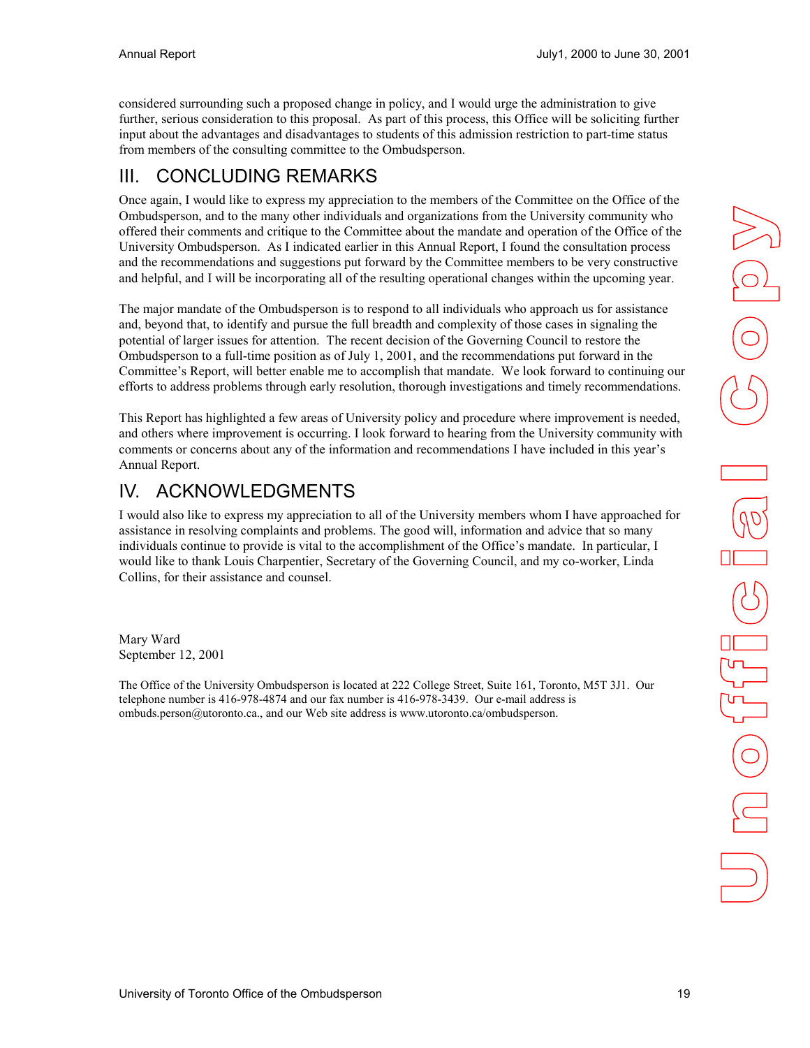considered surrounding such a proposed change in policy, and I would urge the administration to give further, serious consideration to this proposal. As part of this process, this Office will be soliciting further input about the advantages and disadvantages to students of this admission restriction to part-time status from members of the consulting committee to the Ombudsperson.

## III. CONCLUDING REMARKS

Once again, I would like to express my appreciation to the members of the Committee on the Office of the Ombudsperson, and to the many other individuals and organizations from the University community who offered their comments and critique to the Committee about the mandate and operation of the Office of the University Ombudsperson. As I indicated earlier in this Annual Report, I found the consultation process and the recommendations and suggestions put forward by the Committee members to be very constructive and helpful, and I will be incorporating all of the resulting operational changes within the upcoming year.

The major mandate of the Ombudsperson is to respond to all individuals who approach us for assistance and, beyond that, to identify and pursue the full breadth and complexity of those cases in signaling the potential of larger issues for attention. The recent decision of the Governing Council to restore the Ombudsperson to a full-time position as of July 1, 2001, and the recommendations put forward in the Committee's Report, will better enable me to accomplish that mandate. We look forward to continuing our efforts to address problems through early resolution, thorough investigations and timely recommendations.

This Report has highlighted a few areas of University policy and procedure where improvement is needed, and others where improvement is occurring. I look forward to hearing from the University community with comments or concerns about any of the information and recommendations I have included in this year's Annual Report.

## IV. ACKNOWLEDGMENTS

I would also like to express my appreciation to all of the University members whom I have approached for assistance in resolving complaints and problems. The good will, information and advice that so many individuals continue to provide is vital to the accomplishment of the Office's mandate. In particular, I would like to thank Louis Charpentier, Secretary of the Governing Council, and my co-worker, Linda Collins, for their assistance and counsel.

Mary Ward  
September 12, 2001

The Office of the University Ombudsperson is located at 222 College Street, Suite 161, Toronto, M5T 3J1. Our telephone number is 416-978-4874 and our fax number is 416-978-3439. Our e-mail address is ombuds.person@utoronto.ca., and our Web site address is www.utoronto.ca/ombudsperson.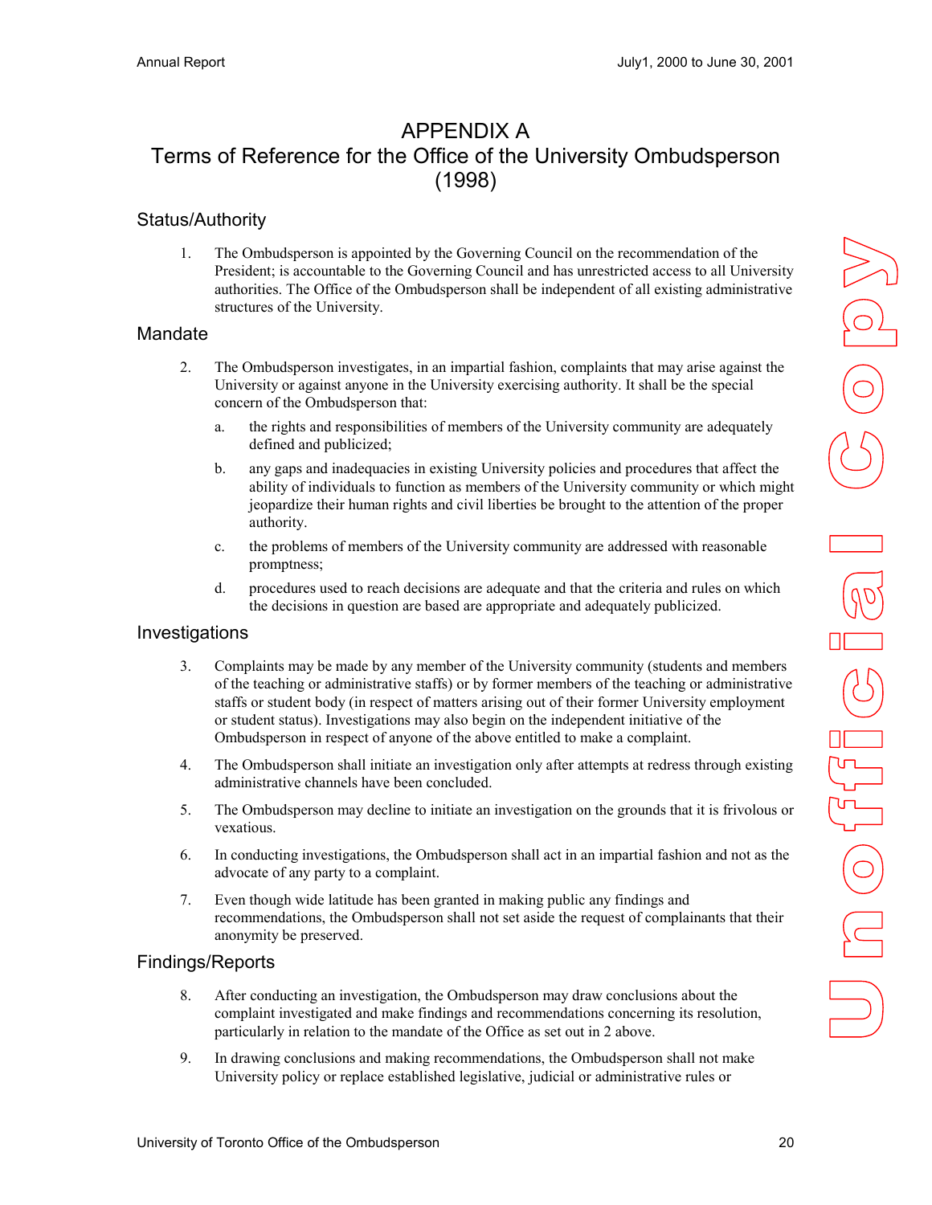# APPENDIX A
# Terms of Reference for the Office of the University Ombudsperson (1998)

## Status/Authority

1. The Ombudsperson is appointed by the Governing Council on the recommendation of the President; is accountable to the Governing Council and has unrestricted access to all University authorities. The Office of the Ombudsperson shall be independent of all existing administrative structures of the University.

## Mandate

2. The Ombudsperson investigates, in an impartial fashion, complaints that may arise against the University or against anyone in the University exercising authority. It shall be the special concern of the Ombudsperson that:

   a. the rights and responsibilities of members of the University community are adequately defined and publicized;

   b. any gaps and inadequacies in existing University policies and procedures that affect the ability of individuals to function as members of the University community or which might jeopardize their human rights and civil liberties be brought to the attention of the proper authority.

   c. the problems of members of the University community are addressed with reasonable promptness;

   d. procedures used to reach decisions are adequate and that the criteria and rules on which the decisions in question are based are appropriate and adequately publicized.

## Investigations

3. Complaints may be made by any member of the University community (students and members of the teaching or administrative staffs) or by former members of the teaching or administrative staffs or student body (in respect of matters arising out of their former University employment or student status). Investigations may also begin on the independent initiative of the Ombudsperson in respect of anyone of the above entitled to make a complaint.

4. The Ombudsperson shall initiate an investigation only after attempts at redress through existing administrative channels have been concluded.

5. The Ombudsperson may decline to initiate an investigation on the grounds that it is frivolous or vexatious.

6. In conducting investigations, the Ombudsperson shall act in an impartial fashion and not as the advocate of any party to a complaint.

7. Even though wide latitude has been granted in making public any findings and recommendations, the Ombudsperson shall not set aside the request of complainants that their anonymity be preserved.

## Findings/Reports

8. After conducting an investigation, the Ombudsperson may draw conclusions about the complaint investigated and make findings and recommendations concerning its resolution, particularly in relation to the mandate of the Office as set out in 2 above.

9. In drawing conclusions and making recommendations, the Ombudsperson shall not make University policy or replace established legislative, judicial or administrative rules or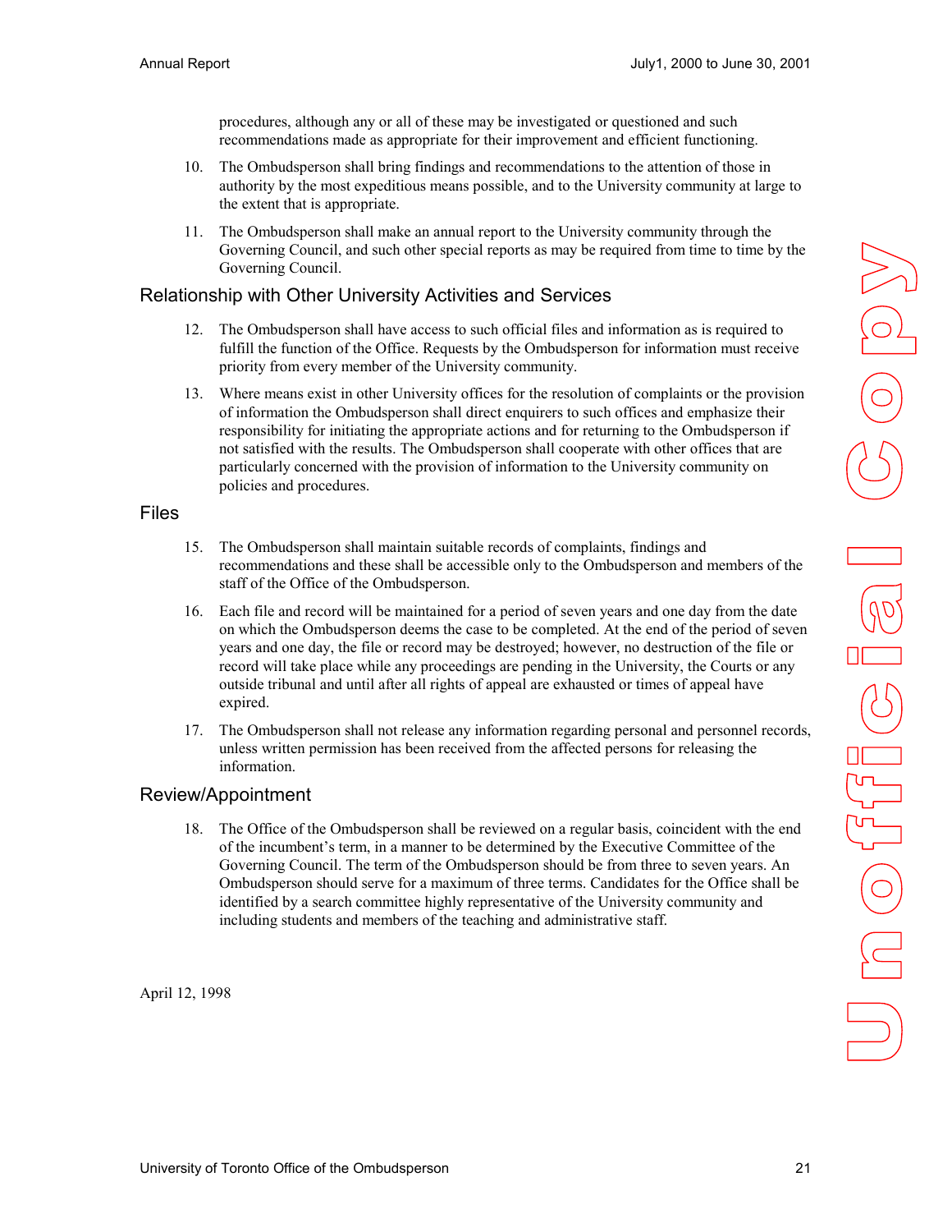procedures, although any or all of these may be investigated or questioned and such recommendations made as appropriate for their improvement and efficient functioning.

10. The Ombudsperson shall bring findings and recommendations to the attention of those in authority by the most expeditious means possible, and to the University community at large to the extent that is appropriate.

11. The Ombudsperson shall make an annual report to the University community through the Governing Council, and such other special reports as may be required from time to time by the Governing Council.

## Relationship with Other University Activities and Services

12. The Ombudsperson shall have access to such official files and information as is required to fulfill the function of the Office. Requests by the Ombudsperson for information must receive priority from every member of the University community.

13. Where means exist in other University offices for the resolution of complaints or the provision of information the Ombudsperson shall direct enquirers to such offices and emphasize their responsibility for initiating the appropriate actions and for returning to the Ombudsperson if not satisfied with the results. The Ombudsperson shall cooperate with other offices that are particularly concerned with the provision of information to the University community on policies and procedures.

## Files

15. The Ombudsperson shall maintain suitable records of complaints, findings and recommendations and these shall be accessible only to the Ombudsperson and members of the staff of the Office of the Ombudsperson.

16. Each file and record will be maintained for a period of seven years and one day from the date on which the Ombudsperson deems the case to be completed. At the end of the period of seven years and one day, the file or record may be destroyed; however, no destruction of the file or record will take place while any proceedings are pending in the University, the Courts or any outside tribunal and until after all rights of appeal are exhausted or times of appeal have expired.

17. The Ombudsperson shall not release any information regarding personal and personnel records, unless written permission has been received from the affected persons for releasing the information.

## Review/Appointment

18. The Office of the Ombudsperson shall be reviewed on a regular basis, coincident with the end of the incumbent's term, in a manner to be determined by the Executive Committee of the Governing Council. The term of the Ombudsperson should be from three to seven years. An Ombudsperson should serve for a maximum of three terms. Candidates for the Office shall be identified by a search committee highly representative of the University community and including students and members of the teaching and administrative staff.

April 12, 1998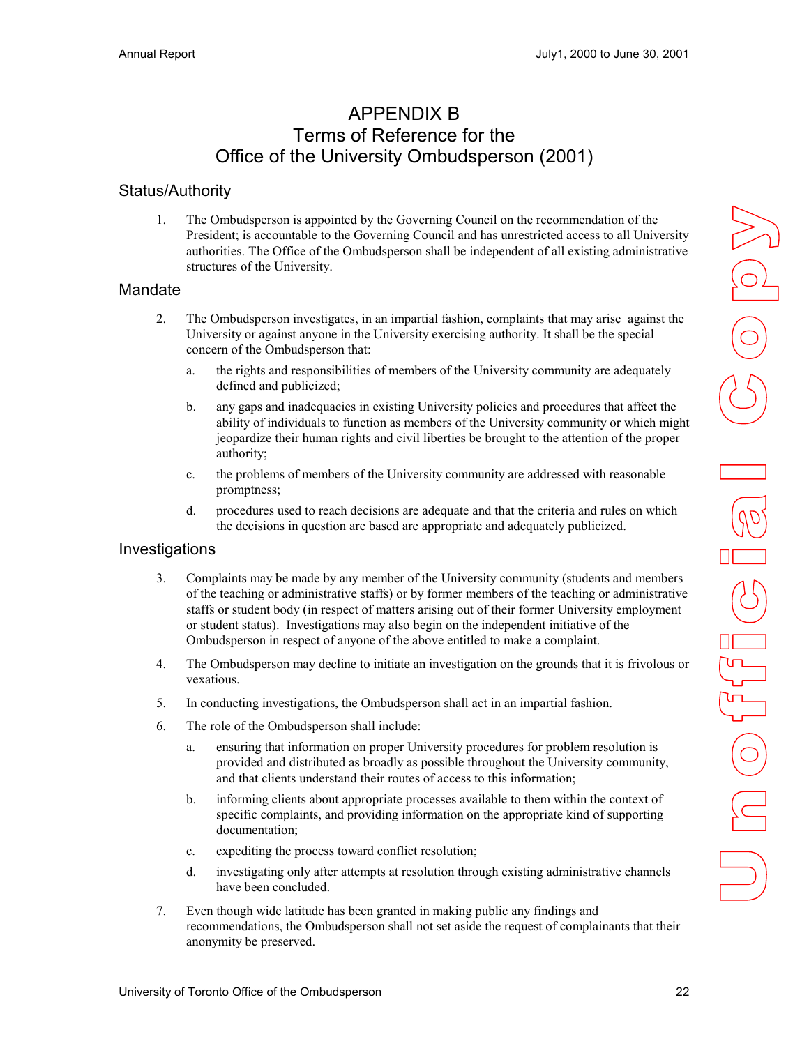# APPENDIX B
# Terms of Reference for the Office of the University Ombudsperson (2001)

## Status/Authority

1. The Ombudsperson is appointed by the Governing Council on the recommendation of the President; is accountable to the Governing Council and has unrestricted access to all University authorities. The Office of the Ombudsperson shall be independent of all existing administrative structures of the University.

## Mandate

2. The Ombudsperson investigates, in an impartial fashion, complaints that may arise against the University or against anyone in the University exercising authority. It shall be the special concern of the Ombudsperson that:

   a. the rights and responsibilities of members of the University community are adequately defined and publicized;

   b. any gaps and inadequacies in existing University policies and procedures that affect the ability of individuals to function as members of the University community or which might jeopardize their human rights and civil liberties be brought to the attention of the proper authority;

   c. the problems of members of the University community are addressed with reasonable promptness;

   d. procedures used to reach decisions are adequate and that the criteria and rules on which the decisions in question are based are appropriate and adequately publicized.

## Investigations

3. Complaints may be made by any member of the University community (students and members of the teaching or administrative staffs) or by former members of the teaching or administrative staffs or student body (in respect of matters arising out of their former University employment or student status). Investigations may also begin on the independent initiative of the Ombudsperson in respect of anyone of the above entitled to make a complaint.

4. The Ombudsperson may decline to initiate an investigation on the grounds that it is frivolous or vexatious.

5. In conducting investigations, the Ombudsperson shall act in an impartial fashion.

6. The role of the Ombudsperson shall include:

   a. ensuring that information on proper University procedures for problem resolution is provided and distributed as broadly as possible throughout the University community, and that clients understand their routes of access to this information;

   b. informing clients about appropriate processes available to them within the context of specific complaints, and providing information on the appropriate kind of supporting documentation;

   c. expediting the process toward conflict resolution;

   d. investigating only after attempts at resolution through existing administrative channels have been concluded.

7. Even though wide latitude has been granted in making public any findings and recommendations, the Ombudsperson shall not set aside the request of complainants that their anonymity be preserved.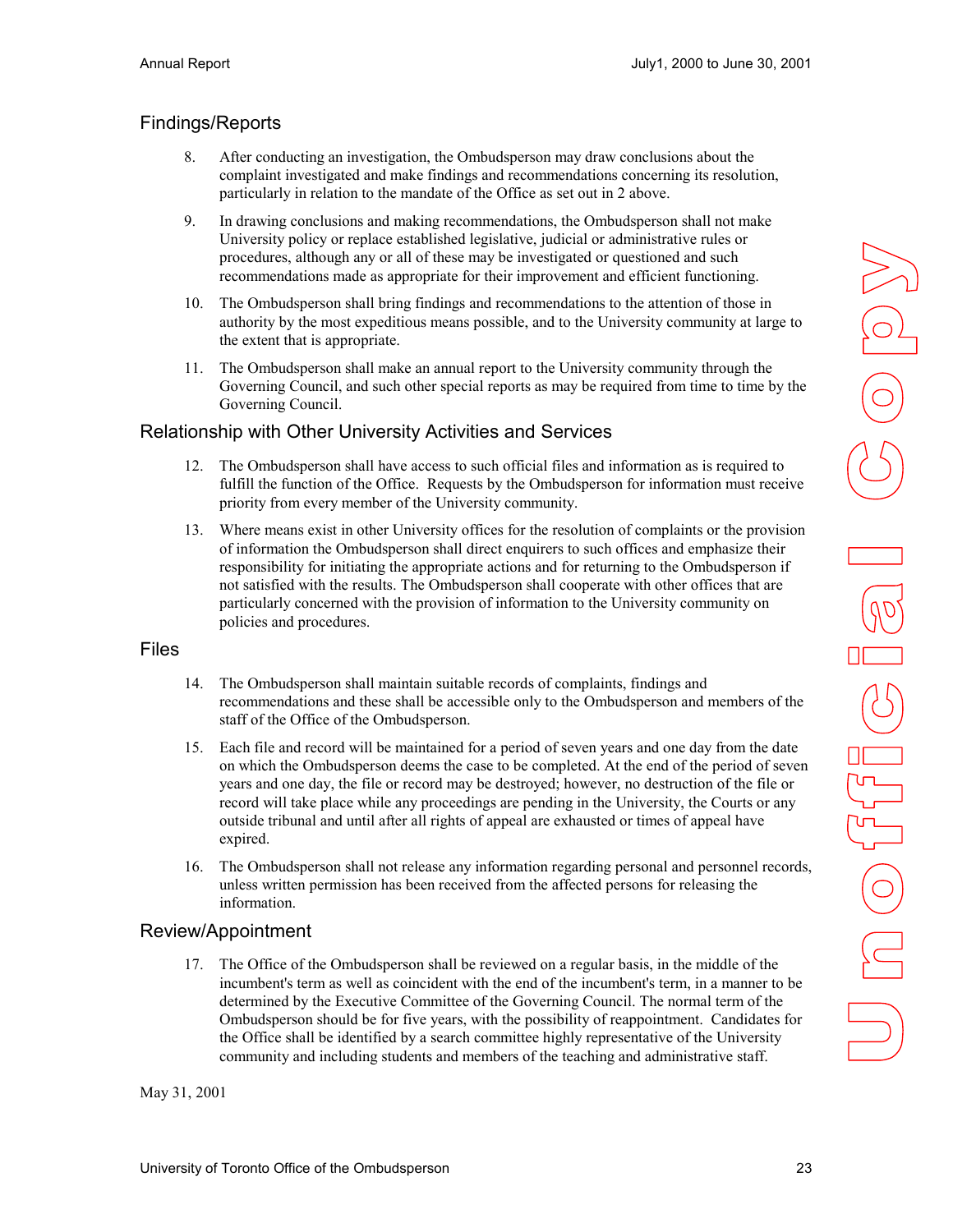## Findings/Reports

8. After conducting an investigation, the Ombudsperson may draw conclusions about the complaint investigated and make findings and recommendations concerning its resolution, particularly in relation to the mandate of the Office as set out in 2 above.

9. In drawing conclusions and making recommendations, the Ombudsperson shall not make University policy or replace established legislative, judicial or administrative rules or procedures, although any or all of these may be investigated or questioned and such recommendations made as appropriate for their improvement and efficient functioning.

10. The Ombudsperson shall bring findings and recommendations to the attention of those in authority by the most expeditious means possible, and to the University community at large to the extent that is appropriate.

11. The Ombudsperson shall make an annual report to the University community through the Governing Council, and such other special reports as may be required from time to time by the Governing Council.

## Relationship with Other University Activities and Services

12. The Ombudsperson shall have access to such official files and information as is required to fulfill the function of the Office. Requests by the Ombudsperson for information must receive priority from every member of the University community.

13. Where means exist in other University offices for the resolution of complaints or the provision of information the Ombudsperson shall direct enquirers to such offices and emphasize their responsibility for initiating the appropriate actions and for returning to the Ombudsperson if not satisfied with the results. The Ombudsperson shall cooperate with other offices that are particularly concerned with the provision of information to the University community on policies and procedures.

## Files

14. The Ombudsperson shall maintain suitable records of complaints, findings and recommendations and these shall be accessible only to the Ombudsperson and members of the staff of the Office of the Ombudsperson.

15. Each file and record will be maintained for a period of seven years and one day from the date on which the Ombudsperson deems the case to be completed. At the end of the period of seven years and one day, the file or record may be destroyed; however, no destruction of the file or record will take place while any proceedings are pending in the University, the Courts or any outside tribunal and until after all rights of appeal are exhausted or times of appeal have expired.

16. The Ombudsperson shall not release any information regarding personal and personnel records, unless written permission has been received from the affected persons for releasing the information.

## Review/Appointment

17. The Office of the Ombudsperson shall be reviewed on a regular basis, in the middle of the incumbent's term as well as coincident with the end of the incumbent's term, in a manner to be determined by the Executive Committee of the Governing Council. The normal term of the Ombudsperson should be for five years, with the possibility of reappointment. Candidates for the Office shall be identified by a search committee highly representative of the University community and including students and members of the teaching and administrative staff.

May 31, 2001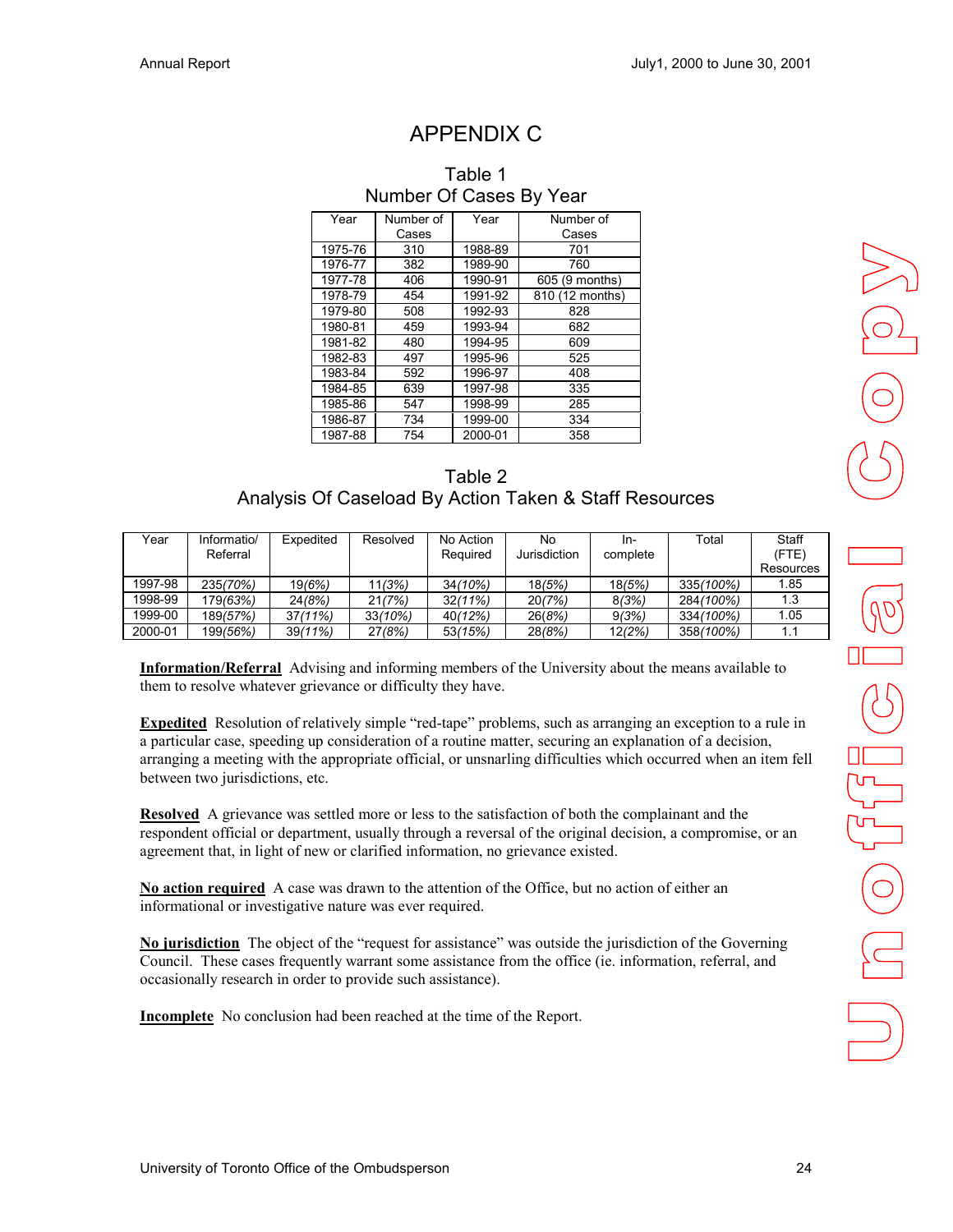# APPENDIX C

## Table 1
## Number Of Cases By Year

| Year | Number of Cases | Year | Number of Cases |
|---|---|---|---|
| 1975-76 | 310 | 1988-89 | 701 |
| 1976-77 | 382 | 1989-90 | 760 |
| 1977-78 | 406 | 1990-91 | 605 (9 months) |
| 1978-79 | 454 | 1991-92 | 810 (12 months) |
| 1979-80 | 508 | 1992-93 | 828 |
| 1980-81 | 459 | 1993-94 | 682 |
| 1981-82 | 480 | 1994-95 | 609 |
| 1982-83 | 497 | 1995-96 | 525 |
| 1983-84 | 592 | 1996-97 | 408 |
| 1984-85 | 639 | 1997-98 | 335 |
| 1985-86 | 547 | 1998-99 | 285 |
| 1986-87 | 734 | 1999-00 | 334 |
| 1987-88 | 754 | 2000-01 | 358 |

## Table 2
## Analysis Of Caseload By Action Taken & Staff Resources

| Year | Informatio/ Referral | Expedited | Resolved | No Action Required | No Jurisdiction | In-complete | Total | Staff (FTE) Resources |
|---|---|---|---|---|---|---|---|---|
| 1997-98 | 235*(70%)* | 19*(6%)* | 11*(3%)* | 34*(10%)* | 18*(5%)* | 18*(5%)* | 335*(100%)* | 1.85 |
| 1998-99 | 179*(63%)* | 24*(8%)* | 21*(7%)* | 32*(11%)* | 20*(7%)* | 8*(3%)* | 284*(100%)* | 1.3 |
| 1999-00 | 189*(57%)* | 37*(11%)* | 33*(10%)* | 40*(12%)* | 26*(8%)* | 9*(3%)* | 334*(100%)* | 1.05 |
| 2000-01 | 199*(56%)* | 39*(11%)* | 27*(8%)* | 53*(15%)* | 28*(8%)* | 12*(2%)* | 358*(100%)* | 1.1 |

**Information/Referral** Advising and informing members of the University about the means available to them to resolve whatever grievance or difficulty they have.

**Expedited** Resolution of relatively simple "red-tape" problems, such as arranging an exception to a rule in a particular case, speeding up consideration of a routine matter, securing an explanation of a decision, arranging a meeting with the appropriate official, or unsnarling difficulties which occurred when an item fell between two jurisdictions, etc.

**Resolved** A grievance was settled more or less to the satisfaction of both the complainant and the respondent official or department, usually through a reversal of the original decision, a compromise, or an agreement that, in light of new or clarified information, no grievance existed.

**No action required** A case was drawn to the attention of the Office, but no action of either an informational or investigative nature was ever required.

**No jurisdiction** The object of the "request for assistance" was outside the jurisdiction of the Governing Council. These cases frequently warrant some assistance from the office (ie. information, referral, and occasionally research in order to provide such assistance).

**Incomplete** No conclusion had been reached at the time of the Report.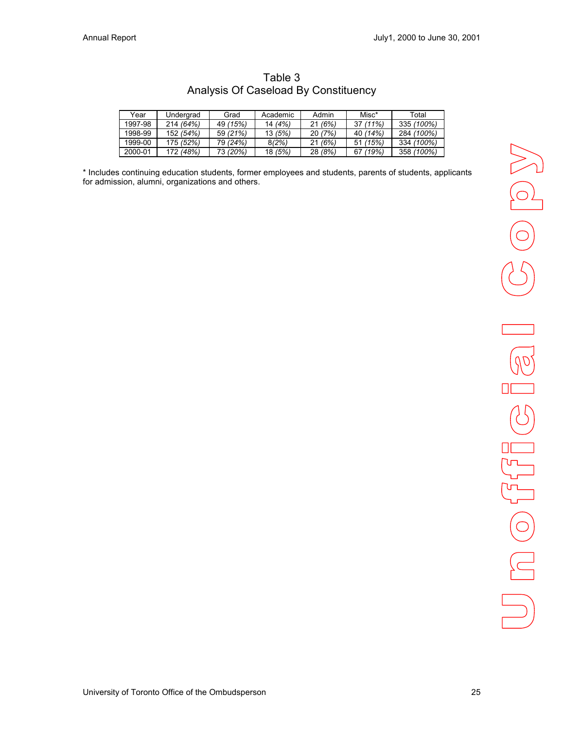# Table 3
## Analysis Of Caseload By Constituency

| Year | Undergrad | Grad | Academic | Admin | Misc* | Total |
|---|---|---|---|---|---|---|
| 1997-98 | 214 *(64%)* | 49 *(15%)* | 14 *(4%)* | 21 *(6%)* | 37 *(11%)* | 335 *(100%)* |
| 1998-99 | 152 *(54%)* | 59 *(21%)* | 13 *(5%)* | 20 *(7%)* | 40 *(14%)* | 284 *(100%)* |
| 1999-00 | 175 *(52%)* | 79 *(24%)* | 8*(2%)* | 21 *(6%)* | 51 *(15%)* | 334 *(100%)* |
| 2000-01 | 172 *(48%)* | 73 *(20%)* | 18 *(5%)* | 28 *(8%)* | 67 *(19%)* | 358 *(100%)* |

* Includes continuing education students, former employees and students, parents of students, applicants for admission, alumni, organizations and others.